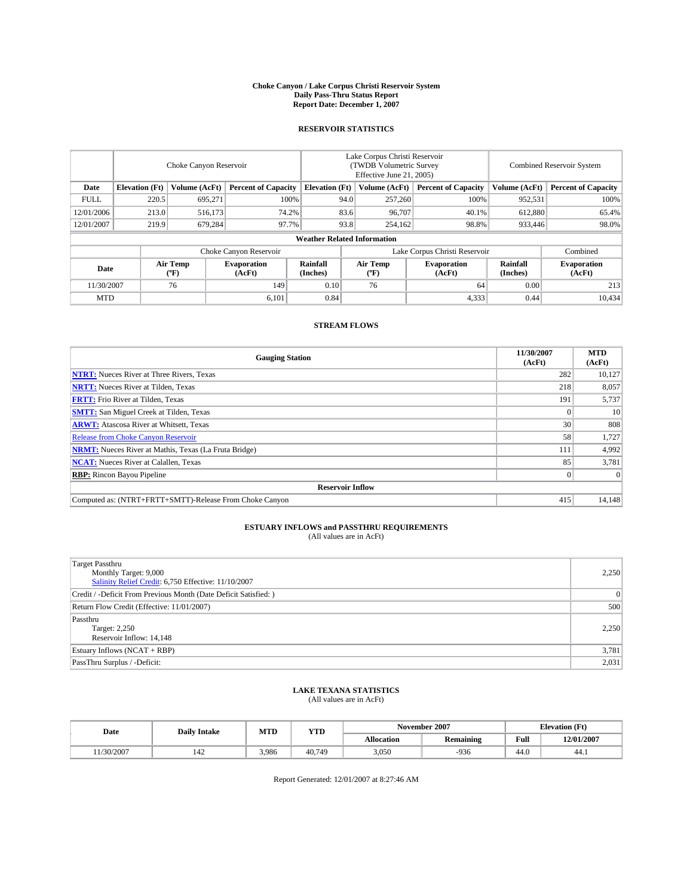# Choke Canyon / Lake Corpus Christi Reservoir System
## Daily Pass-Thru Status Report
### Report Date: December 1, 2007

## RESERVOIR STATISTICS

| | Choke Canyon Reservoir | | | Lake Corpus Christi Reservoir (TWDB Volumetric Survey Effective June 21, 2005) | | | Combined Reservoir System | |
|---|---|---|---|---|---|---|---|---|
| Date | Elevation (Ft) | Volume (AcFt) | Percent of Capacity | Elevation (Ft) | Volume (AcFt) | Percent of Capacity | Volume (AcFt) | Percent of Capacity |
| FULL | 220.5 | 695,271 | 100% | 94.0 | 257,260 | 100% | 952,531 | 100% |
| 12/01/2006 | 213.0 | 516,173 | 74.2% | 83.6 | 96,707 | 40.1% | 612,880 | 65.4% |
| 12/01/2007 | 219.9 | 679,284 | 97.7% | 93.8 | 254,162 | 98.8% | 933,446 | 98.0% |

**Weather Related Information**

| | Choke Canyon Reservoir | | | Lake Corpus Christi Reservoir | | | Combined |
|---|---|---|---|---|---|---|---|
| Date | Air Temp (ºF) | Evaporation (AcFt) | Rainfall (Inches) | Air Temp (ºF) | Evaporation (AcFt) | Rainfall (Inches) | Evaporation (AcFt) |
| 11/30/2007 | 76 | 149 | 0.10 | 76 | 64 | 0.00 | 213 |
| MTD | | 6,101 | 0.84 | | 4,333 | 0.44 | 10,434 |

## STREAM FLOWS

| Gauging Station | 11/30/2007 (AcFt) | MTD (AcFt) |
|---|---|---|
| **NTRT:** Nueces River at Three Rivers, Texas | 282 | 10,127 |
| **NRTT:** Nueces River at Tilden, Texas | 218 | 8,057 |
| **FRTT:** Frio River at Tilden, Texas | 191 | 5,737 |
| **SMTT:** San Miguel Creek at Tilden, Texas | 0 | 10 |
| **ARWT:** Atascosa River at Whitsett, Texas | 30 | 808 |
| Release from Choke Canyon Reservoir | 58 | 1,727 |
| **NRMT:** Nueces River at Mathis, Texas (La Fruta Bridge) | 111 | 4,992 |
| **NCAT:** Nueces River at Calallen, Texas | 85 | 3,781 |
| **RBP:** Rincon Bayou Pipeline | 0 | 0 |
| **Reservoir Inflow** | | |
| Computed as: (NTRT+FRTT+SMTT)-Release From Choke Canyon | 415 | 14,148 |

## ESTUARY INFLOWS and PASSTHRU REQUIREMENTS
(All values are in AcFt)

| | |
|---|---|
| Target Passthru<br>Monthly Target: 9,000<br>Salinity Relief Credit: 6,750 Effective: 11/10/2007 | 2,250 |
| Credit / -Deficit From Previous Month (Date Deficit Satisfied: ) | 0 |
| Return Flow Credit (Effective: 11/01/2007) | 500 |
| Passthru<br>Target: 2,250<br>Reservoir Inflow: 14,148 | 2,250 |
| Estuary Inflows (NCAT + RBP) | 3,781 |
| PassThru Surplus / -Deficit: | 2,031 |

## LAKE TEXANA STATISTICS
(All values are in AcFt)

| Date | Daily Intake | MTD | YTD | November 2007 | | Elevation (Ft) | |
|---|---|---|---|---|---|---|---|
| | | | | Allocation | Remaining | Full | 12/01/2007 |
| 11/30/2007 | 142 | 3,986 | 40,749 | 3,050 | -936 | 44.0 | 44.1 |

Report Generated: 12/01/2007 at 8:27:46 AM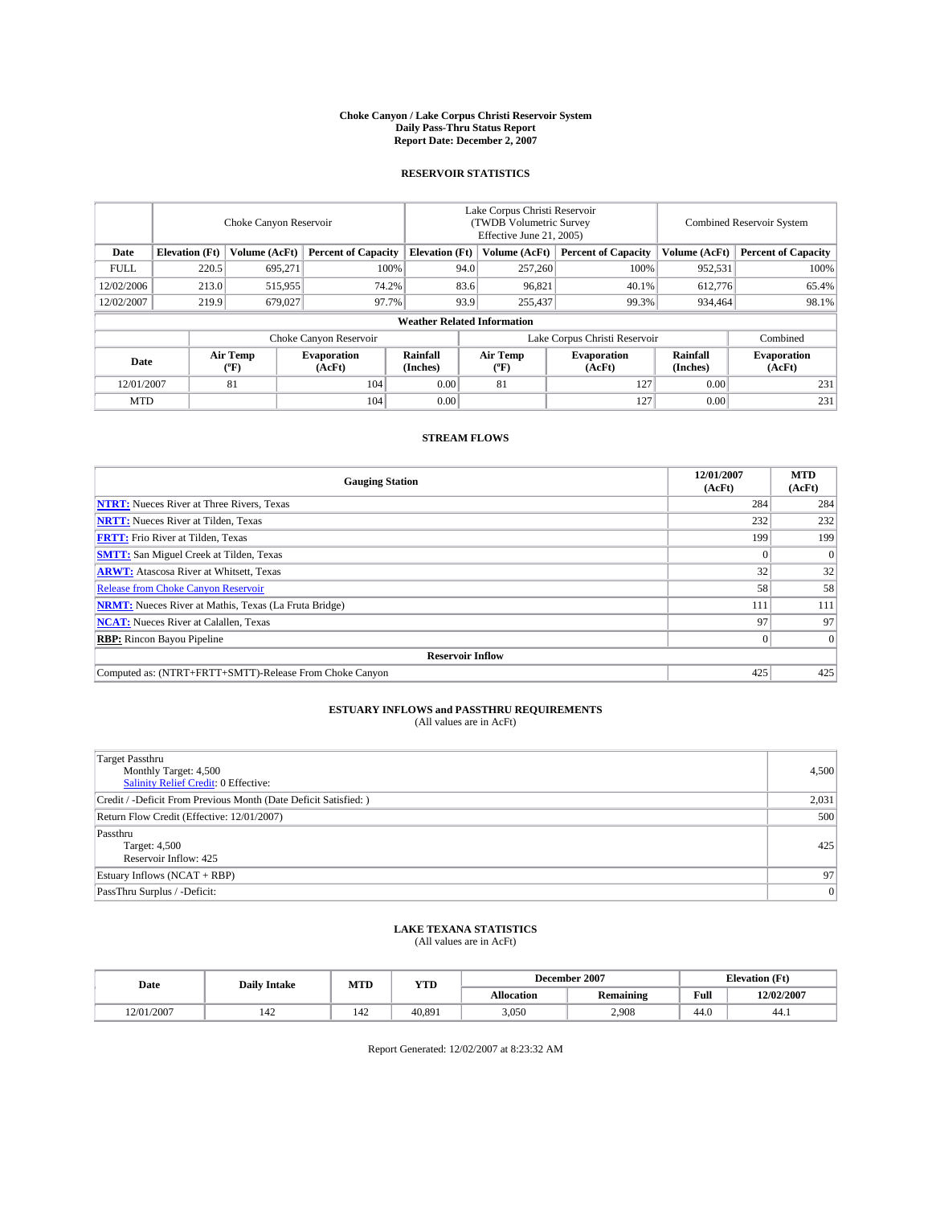# Choke Canyon / Lake Corpus Christi Reservoir System
## Daily Pass-Thru Status Report
### Report Date: December 2, 2007

## RESERVOIR STATISTICS

| | Choke Canyon Reservoir | | | Lake Corpus Christi Reservoir (TWDB Volumetric Survey Effective June 21, 2005) | | | Combined Reservoir System | |
|---|---|---|---|---|---|---|---|---|
| Date | Elevation (Ft) | Volume (AcFt) | Percent of Capacity | Elevation (Ft) | Volume (AcFt) | Percent of Capacity | Volume (AcFt) | Percent of Capacity |
| FULL | 220.5 | 695,271 | 100% | 94.0 | 257,260 | 100% | 952,531 | 100% |
| 12/02/2006 | 213.0 | 515,955 | 74.2% | 83.6 | 96,821 | 40.1% | 612,776 | 65.4% |
| 12/02/2007 | 219.9 | 679,027 | 97.7% | 93.9 | 255,437 | 99.3% | 934,464 | 98.1% |

**Weather Related Information**

| | Choke Canyon Reservoir | | | Lake Corpus Christi Reservoir | | | Combined |
|---|---|---|---|---|---|---|---|
| Date | Air Temp (ºF) | Evaporation (AcFt) | Rainfall (Inches) | Air Temp (ºF) | Evaporation (AcFt) | Rainfall (Inches) | Evaporation (AcFt) |
| 12/01/2007 | 81 | 104 | 0.00 | 81 | 127 | 0.00 | 231 |
| MTD | | 104 | 0.00 | | 127 | 0.00 | 231 |

## STREAM FLOWS

| Gauging Station | 12/01/2007 (AcFt) | MTD (AcFt) |
|---|---|---|
| **NTRT:** Nueces River at Three Rivers, Texas | 284 | 284 |
| **NRTT:** Nueces River at Tilden, Texas | 232 | 232 |
| **FRTT:** Frio River at Tilden, Texas | 199 | 199 |
| **SMTT:** San Miguel Creek at Tilden, Texas | 0 | 0 |
| **ARWT:** Atascosa River at Whitsett, Texas | 32 | 32 |
| Release from Choke Canyon Reservoir | 58 | 58 |
| **NRMT:** Nueces River at Mathis, Texas (La Fruta Bridge) | 111 | 111 |
| **NCAT:** Nueces River at Calallen, Texas | 97 | 97 |
| **RBP:** Rincon Bayou Pipeline | 0 | 0 |
| **Reservoir Inflow** | | |
| Computed as: (NTRT+FRTT+SMTT)-Release From Choke Canyon | 425 | 425 |

## ESTUARY INFLOWS and PASSTHRU REQUIREMENTS
(All values are in AcFt)

| | |
|---|---|
| Target Passthru<br>Monthly Target: 4,500<br>Salinity Relief Credit: 0 Effective: | 4,500 |
| Credit / -Deficit From Previous Month (Date Deficit Satisfied: ) | 2,031 |
| Return Flow Credit (Effective: 12/01/2007) | 500 |
| Passthru<br>Target: 4,500<br>Reservoir Inflow: 425 | 425 |
| Estuary Inflows (NCAT + RBP) | 97 |
| PassThru Surplus / -Deficit: | 0 |

## LAKE TEXANA STATISTICS
(All values are in AcFt)

| Date | Daily Intake | MTD | YTD | December 2007 | | Elevation (Ft) | |
|---|---|---|---|---|---|---|---|
| | | | | Allocation | Remaining | Full | 12/02/2007 |
| 12/01/2007 | 142 | 142 | 40,891 | 3,050 | 2,908 | 44.0 | 44.1 |

Report Generated: 12/02/2007 at 8:23:32 AM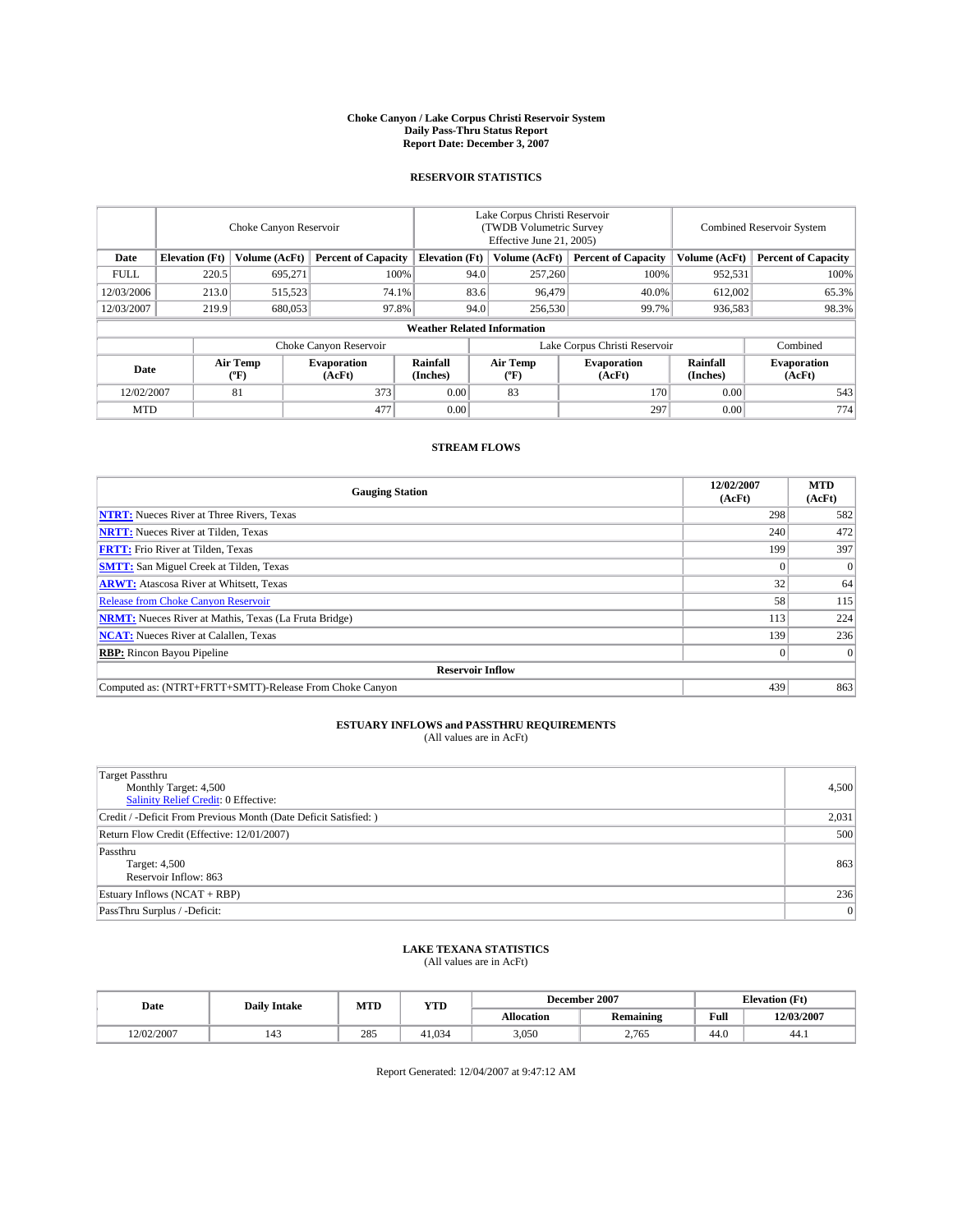# Choke Canyon / Lake Corpus Christi Reservoir System
## Daily Pass-Thru Status Report
### Report Date: December 3, 2007

## RESERVOIR STATISTICS

| | Choke Canyon Reservoir | | | Lake Corpus Christi Reservoir (TWDB Volumetric Survey Effective June 21, 2005) | | | Combined Reservoir System | |
|---|---|---|---|---|---|---|---|---|
| Date | Elevation (Ft) | Volume (AcFt) | Percent of Capacity | Elevation (Ft) | Volume (AcFt) | Percent of Capacity | Volume (AcFt) | Percent of Capacity |
| FULL | 220.5 | 695,271 | 100% | 94.0 | 257,260 | 100% | 952,531 | 100% |
| 12/03/2006 | 213.0 | 515,523 | 74.1% | 83.6 | 96,479 | 40.0% | 612,002 | 65.3% |
| 12/03/2007 | 219.9 | 680,053 | 97.8% | 94.0 | 256,530 | 99.7% | 936,583 | 98.3% |

**Weather Related Information**

| | Choke Canyon Reservoir | | | Lake Corpus Christi Reservoir | | | Combined |
|---|---|---|---|---|---|---|---|
| Date | Air Temp (°F) | Evaporation (AcFt) | Rainfall (Inches) | Air Temp (°F) | Evaporation (AcFt) | Rainfall (Inches) | Evaporation (AcFt) |
| 12/02/2007 | 81 | 373 | 0.00 | 83 | 170 | 0.00 | 543 |
| MTD | | 477 | 0.00 | | 297 | 0.00 | 774 |

## STREAM FLOWS

| Gauging Station | 12/02/2007 (AcFt) | MTD (AcFt) |
|---|---|---|
| **NTRT:** Nueces River at Three Rivers, Texas | 298 | 582 |
| **NRTT:** Nueces River at Tilden, Texas | 240 | 472 |
| **FRTT:** Frio River at Tilden, Texas | 199 | 397 |
| **SMTT:** San Miguel Creek at Tilden, Texas | 0 | 0 |
| **ARWT:** Atascosa River at Whitsett, Texas | 32 | 64 |
| Release from Choke Canyon Reservoir | 58 | 115 |
| **NRMT:** Nueces River at Mathis, Texas (La Fruta Bridge) | 113 | 224 |
| **NCAT:** Nueces River at Calallen, Texas | 139 | 236 |
| **RBP:** Rincon Bayou Pipeline | 0 | 0 |
| **Reservoir Inflow** | | |
| Computed as: (NTRT+FRTT+SMTT)-Release From Choke Canyon | 439 | 863 |

## ESTUARY INFLOWS and PASSTHRU REQUIREMENTS
(All values are in AcFt)

| | |
|---|---|
| Target Passthru<br>Monthly Target: 4,500<br>Salinity Relief Credit: 0 Effective: | 4,500 |
| Credit / -Deficit From Previous Month (Date Deficit Satisfied: ) | 2,031 |
| Return Flow Credit (Effective: 12/01/2007) | 500 |
| Passthru<br>Target: 4,500<br>Reservoir Inflow: 863 | 863 |
| Estuary Inflows (NCAT + RBP) | 236 |
| PassThru Surplus / -Deficit: | 0 |

## LAKE TEXANA STATISTICS
(All values are in AcFt)

| Date | Daily Intake | MTD | YTD | December 2007 | | Elevation (Ft) | |
|---|---|---|---|---|---|---|---|
| | | | | Allocation | Remaining | Full | 12/03/2007 |
| 12/02/2007 | 143 | 285 | 41,034 | 3,050 | 2,765 | 44.0 | 44.1 |

Report Generated: 12/04/2007 at 9:47:12 AM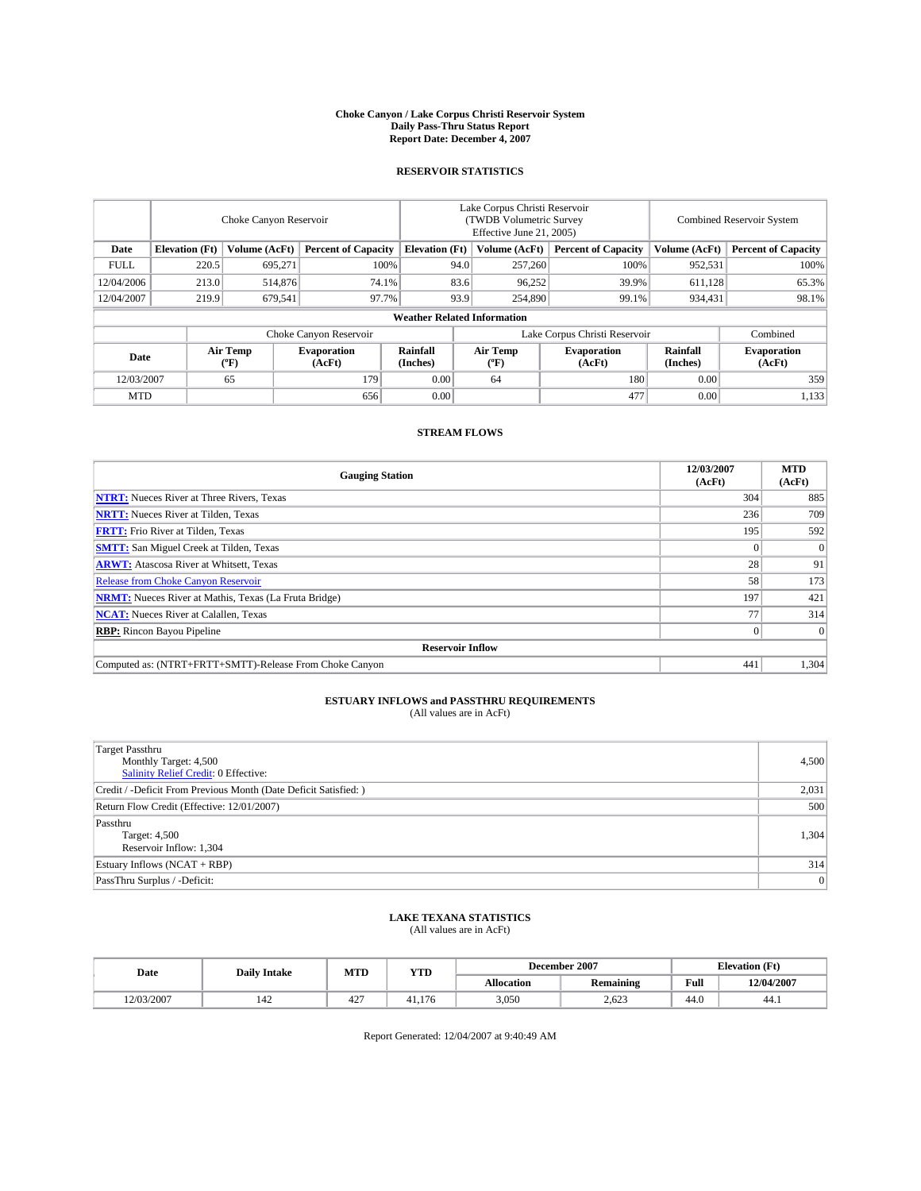# Choke Canyon / Lake Corpus Christi Reservoir System
## Daily Pass-Thru Status Report
### Report Date: December 4, 2007

## RESERVOIR STATISTICS

| | Choke Canyon Reservoir | | | Lake Corpus Christi Reservoir (TWDB Volumetric Survey Effective June 21, 2005) | | | Combined Reservoir System | |
|---|---|---|---|---|---|---|---|---|
| Date | Elevation (Ft) | Volume (AcFt) | Percent of Capacity | Elevation (Ft) | Volume (AcFt) | Percent of Capacity | Volume (AcFt) | Percent of Capacity |
| FULL | 220.5 | 695,271 | 100% | 94.0 | 257,260 | 100% | 952,531 | 100% |
| 12/04/2006 | 213.0 | 514,876 | 74.1% | 83.6 | 96,252 | 39.9% | 611,128 | 65.3% |
| 12/04/2007 | 219.9 | 679,541 | 97.7% | 93.9 | 254,890 | 99.1% | 934,431 | 98.1% |

**Weather Related Information**

| | Choke Canyon Reservoir | | | Lake Corpus Christi Reservoir | | | Combined |
|---|---|---|---|---|---|---|---|
| Date | Air Temp (ºF) | Evaporation (AcFt) | Rainfall (Inches) | Air Temp (ºF) | Evaporation (AcFt) | Rainfall (Inches) | Evaporation (AcFt) |
| 12/03/2007 | 65 | 179 | 0.00 | 64 | 180 | 0.00 | 359 |
| MTD | | 656 | 0.00 | | 477 | 0.00 | 1,133 |

## STREAM FLOWS

| Gauging Station | 12/03/2007 (AcFt) | MTD (AcFt) |
|---|---|---|
| **NTRT:** Nueces River at Three Rivers, Texas | 304 | 885 |
| **NRTT:** Nueces River at Tilden, Texas | 236 | 709 |
| **FRTT:** Frio River at Tilden, Texas | 195 | 592 |
| **SMTT:** San Miguel Creek at Tilden, Texas | 0 | 0 |
| **ARWT:** Atascosa River at Whitsett, Texas | 28 | 91 |
| Release from Choke Canyon Reservoir | 58 | 173 |
| **NRMT:** Nueces River at Mathis, Texas (La Fruta Bridge) | 197 | 421 |
| **NCAT:** Nueces River at Calallen, Texas | 77 | 314 |
| **RBP:** Rincon Bayou Pipeline | 0 | 0 |
| **Reservoir Inflow** | | |
| Computed as: (NTRT+FRTT+SMTT)-Release From Choke Canyon | 441 | 1,304 |

## ESTUARY INFLOWS and PASSTHRU REQUIREMENTS
(All values are in AcFt)

| | |
|---|---|
| Target Passthru<br>Monthly Target: 4,500<br>Salinity Relief Credit: 0 Effective: | 4,500 |
| Credit / -Deficit From Previous Month (Date Deficit Satisfied: ) | 2,031 |
| Return Flow Credit (Effective: 12/01/2007) | 500 |
| Passthru<br>Target: 4,500<br>Reservoir Inflow: 1,304 | 1,304 |
| Estuary Inflows (NCAT + RBP) | 314 |
| PassThru Surplus / -Deficit: | 0 |

## LAKE TEXANA STATISTICS
(All values are in AcFt)

| Date | Daily Intake | MTD | YTD | December 2007 | | Elevation (Ft) | |
|---|---|---|---|---|---|---|---|
| | | | | Allocation | Remaining | Full | 12/04/2007 |
| 12/03/2007 | 142 | 427 | 41,176 | 3,050 | 2,623 | 44.0 | 44.1 |

Report Generated: 12/04/2007 at 9:40:49 AM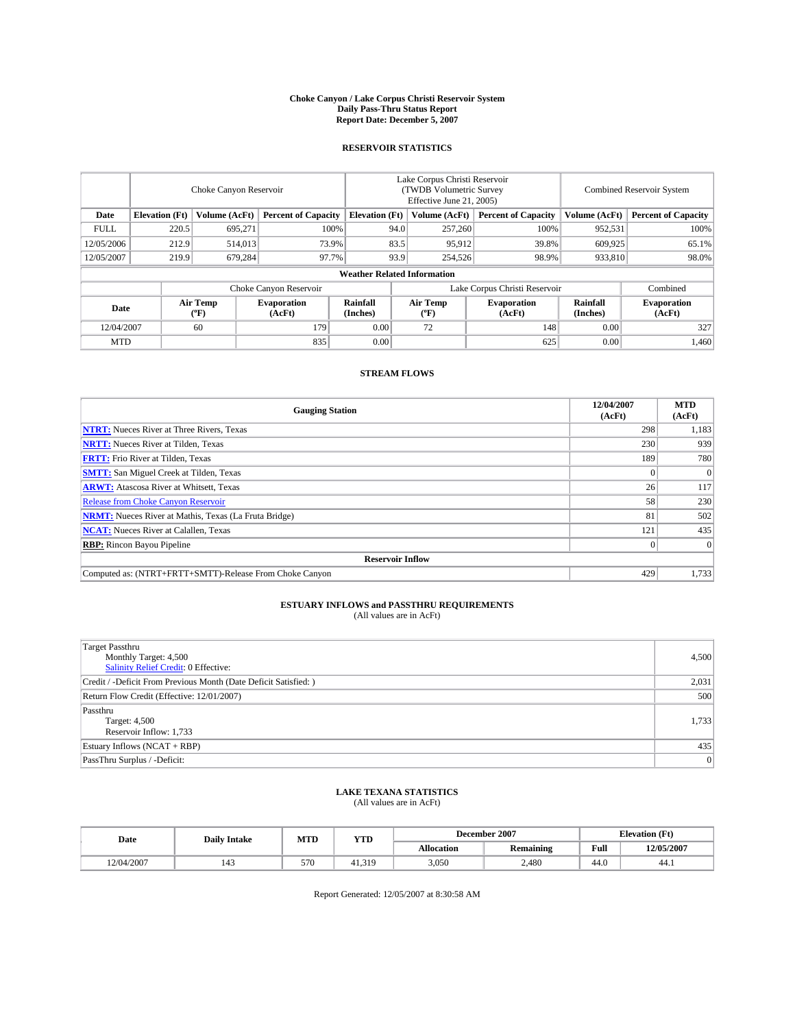# Choke Canyon / Lake Corpus Christi Reservoir System
## Daily Pass-Thru Status Report
### Report Date: December 5, 2007

## RESERVOIR STATISTICS

| | Choke Canyon Reservoir | | | Lake Corpus Christi Reservoir (TWDB Volumetric Survey Effective June 21, 2005) | | | Combined Reservoir System | |
|---|---|---|---|---|---|---|---|---|
| Date | Elevation (Ft) | Volume (AcFt) | Percent of Capacity | Elevation (Ft) | Volume (AcFt) | Percent of Capacity | Volume (AcFt) | Percent of Capacity |
| FULL | 220.5 | 695,271 | 100% | 94.0 | 257,260 | 100% | 952,531 | 100% |
| 12/05/2006 | 212.9 | 514,013 | 73.9% | 83.5 | 95,912 | 39.8% | 609,925 | 65.1% |
| 12/05/2007 | 219.9 | 679,284 | 97.7% | 93.9 | 254,526 | 98.9% | 933,810 | 98.0% |

**Weather Related Information**

| | Choke Canyon Reservoir | | | Lake Corpus Christi Reservoir | | | Combined |
|---|---|---|---|---|---|---|---|
| Date | Air Temp (°F) | Evaporation (AcFt) | Rainfall (Inches) | Air Temp (°F) | Evaporation (AcFt) | Rainfall (Inches) | Evaporation (AcFt) |
| 12/04/2007 | 60 | 179 | 0.00 | 72 | 148 | 0.00 | 327 |
| MTD | | 835 | 0.00 | | 625 | 0.00 | 1,460 |

## STREAM FLOWS

| Gauging Station | 12/04/2007 (AcFt) | MTD (AcFt) |
|---|---|---|
| **NTRT:** Nueces River at Three Rivers, Texas | 298 | 1,183 |
| **NRTT:** Nueces River at Tilden, Texas | 230 | 939 |
| **FRTT:** Frio River at Tilden, Texas | 189 | 780 |
| **SMTT:** San Miguel Creek at Tilden, Texas | 0 | 0 |
| **ARWT:** Atascosa River at Whitsett, Texas | 26 | 117 |
| Release from Choke Canyon Reservoir | 58 | 230 |
| **NRMT:** Nueces River at Mathis, Texas (La Fruta Bridge) | 81 | 502 |
| **NCAT:** Nueces River at Calallen, Texas | 121 | 435 |
| **RBP:** Rincon Bayou Pipeline | 0 | 0 |
| **Reservoir Inflow** | | |
| Computed as: (NTRT+FRTT+SMTT)-Release From Choke Canyon | 429 | 1,733 |

## ESTUARY INFLOWS and PASSTHRU REQUIREMENTS
(All values are in AcFt)

| | |
|---|---|
| Target Passthru<br>Monthly Target: 4,500<br>Salinity Relief Credit: 0 Effective: | 4,500 |
| Credit / -Deficit From Previous Month (Date Deficit Satisfied: ) | 2,031 |
| Return Flow Credit (Effective: 12/01/2007) | 500 |
| Passthru<br>Target: 4,500<br>Reservoir Inflow: 1,733 | 1,733 |
| Estuary Inflows (NCAT + RBP) | 435 |
| PassThru Surplus / -Deficit: | 0 |

## LAKE TEXANA STATISTICS
(All values are in AcFt)

| Date | Daily Intake | MTD | YTD | December 2007 | | Elevation (Ft) | |
|---|---|---|---|---|---|---|---|
| | | | | Allocation | Remaining | Full | 12/05/2007 |
| 12/04/2007 | 143 | 570 | 41,319 | 3,050 | 2,480 | 44.0 | 44.1 |

Report Generated: 12/05/2007 at 8:30:58 AM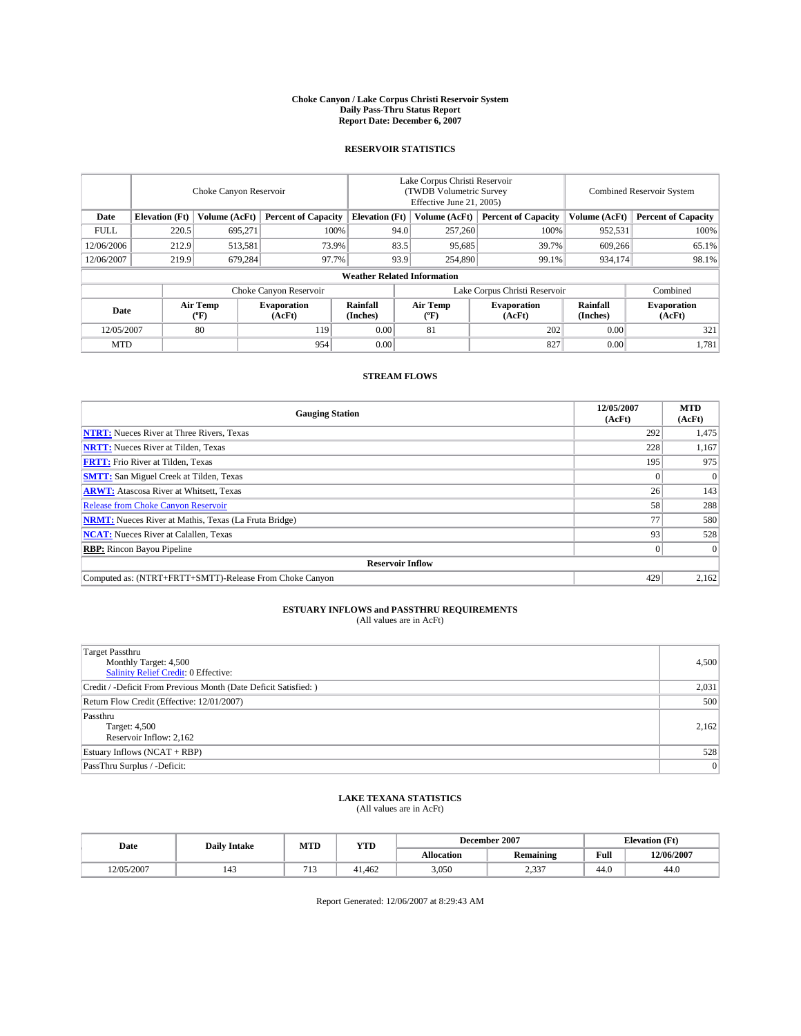# Choke Canyon / Lake Corpus Christi Reservoir System
## Daily Pass-Thru Status Report
### Report Date: December 6, 2007

## RESERVOIR STATISTICS

| | Choke Canyon Reservoir | | | Lake Corpus Christi Reservoir (TWDB Volumetric Survey Effective June 21, 2005) | | | Combined Reservoir System | |
|---|---|---|---|---|---|---|---|---|
| Date | Elevation (Ft) | Volume (AcFt) | Percent of Capacity | Elevation (Ft) | Volume (AcFt) | Percent of Capacity | Volume (AcFt) | Percent of Capacity |
| FULL | 220.5 | 695,271 | 100% | 94.0 | 257,260 | 100% | 952,531 | 100% |
| 12/06/2006 | 212.9 | 513,581 | 73.9% | 83.5 | 95,685 | 39.7% | 609,266 | 65.1% |
| 12/06/2007 | 219.9 | 679,284 | 97.7% | 93.9 | 254,890 | 99.1% | 934,174 | 98.1% |

**Weather Related Information**

| | Choke Canyon Reservoir | | | Lake Corpus Christi Reservoir | | | Combined |
|---|---|---|---|---|---|---|---|
| Date | Air Temp (ºF) | Evaporation (AcFt) | Rainfall (Inches) | Air Temp (ºF) | Evaporation (AcFt) | Rainfall (Inches) | Evaporation (AcFt) |
| 12/05/2007 | 80 | 119 | 0.00 | 81 | 202 | 0.00 | 321 |
| MTD | | 954 | 0.00 | | 827 | 0.00 | 1,781 |

## STREAM FLOWS

| Gauging Station | 12/05/2007 (AcFt) | MTD (AcFt) |
|---|---|---|
| **NTRT:** Nueces River at Three Rivers, Texas | 292 | 1,475 |
| **NRTT:** Nueces River at Tilden, Texas | 228 | 1,167 |
| **FRTT:** Frio River at Tilden, Texas | 195 | 975 |
| **SMTT:** San Miguel Creek at Tilden, Texas | 0 | 0 |
| **ARWT:** Atascosa River at Whitsett, Texas | 26 | 143 |
| Release from Choke Canyon Reservoir | 58 | 288 |
| **NRMT:** Nueces River at Mathis, Texas (La Fruta Bridge) | 77 | 580 |
| **NCAT:** Nueces River at Calallen, Texas | 93 | 528 |
| **RBP:** Rincon Bayou Pipeline | 0 | 0 |
| **Reservoir Inflow** | | |
| Computed as: (NTRT+FRTT+SMTT)-Release From Choke Canyon | 429 | 2,162 |

## ESTUARY INFLOWS and PASSTHRU REQUIREMENTS
(All values are in AcFt)

| | |
|---|---|
| Target Passthru<br>Monthly Target: 4,500<br>Salinity Relief Credit: 0 Effective: | 4,500 |
| Credit / -Deficit From Previous Month (Date Deficit Satisfied: ) | 2,031 |
| Return Flow Credit (Effective: 12/01/2007) | 500 |
| Passthru<br>Target: 4,500<br>Reservoir Inflow: 2,162 | 2,162 |
| Estuary Inflows (NCAT + RBP) | 528 |
| PassThru Surplus / -Deficit: | 0 |

## LAKE TEXANA STATISTICS
(All values are in AcFt)

| Date | Daily Intake | MTD | YTD | December 2007 | | Elevation (Ft) | |
|---|---|---|---|---|---|---|---|
| | | | | Allocation | Remaining | Full | 12/06/2007 |
| 12/05/2007 | 143 | 713 | 41,462 | 3,050 | 2,337 | 44.0 | 44.0 |

Report Generated: 12/06/2007 at 8:29:43 AM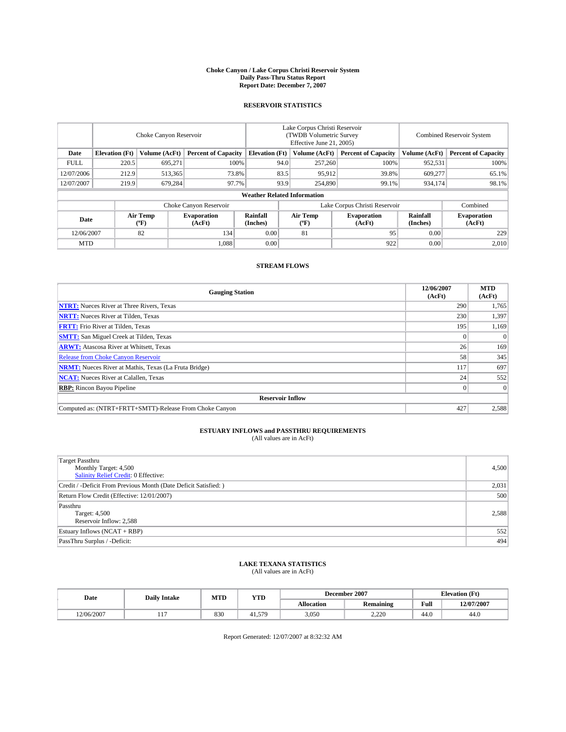# Choke Canyon / Lake Corpus Christi Reservoir System
## Daily Pass-Thru Status Report
### Report Date: December 7, 2007

## RESERVOIR STATISTICS

| | Choke Canyon Reservoir | | | Lake Corpus Christi Reservoir (TWDB Volumetric Survey Effective June 21, 2005) | | | Combined Reservoir System | |
|---|---|---|---|---|---|---|---|---|
| Date | Elevation (Ft) | Volume (AcFt) | Percent of Capacity | Elevation (Ft) | Volume (AcFt) | Percent of Capacity | Volume (AcFt) | Percent of Capacity |
| FULL | 220.5 | 695,271 | 100% | 94.0 | 257,260 | 100% | 952,531 | 100% |
| 12/07/2006 | 212.9 | 513,365 | 73.8% | 83.5 | 95,912 | 39.8% | 609,277 | 65.1% |
| 12/07/2007 | 219.9 | 679,284 | 97.7% | 93.9 | 254,890 | 99.1% | 934,174 | 98.1% |

**Weather Related Information**

| | Choke Canyon Reservoir | | | Lake Corpus Christi Reservoir | | | Combined |
|---|---|---|---|---|---|---|---|
| Date | Air Temp (ºF) | Evaporation (AcFt) | Rainfall (Inches) | Air Temp (ºF) | Evaporation (AcFt) | Rainfall (Inches) | Evaporation (AcFt) |
| 12/06/2007 | 82 | 134 | 0.00 | 81 | 95 | 0.00 | 229 |
| MTD | | 1,088 | 0.00 | | 922 | 0.00 | 2,010 |

## STREAM FLOWS

| Gauging Station | 12/06/2007 (AcFt) | MTD (AcFt) |
|---|---|---|
| **NTRT:** Nueces River at Three Rivers, Texas | 290 | 1,765 |
| **NRTT:** Nueces River at Tilden, Texas | 230 | 1,397 |
| **FRTT:** Frio River at Tilden, Texas | 195 | 1,169 |
| **SMTT:** San Miguel Creek at Tilden, Texas | 0 | 0 |
| **ARWT:** Atascosa River at Whitsett, Texas | 26 | 169 |
| Release from Choke Canyon Reservoir | 58 | 345 |
| **NRMT:** Nueces River at Mathis, Texas (La Fruta Bridge) | 117 | 697 |
| **NCAT:** Nueces River at Calallen, Texas | 24 | 552 |
| **RBP:** Rincon Bayou Pipeline | 0 | 0 |
| **Reservoir Inflow** | | |
| Computed as: (NTRT+FRTT+SMTT)-Release From Choke Canyon | 427 | 2,588 |

## ESTUARY INFLOWS and PASSTHRU REQUIREMENTS
(All values are in AcFt)

| | |
|---|---|
| Target Passthru<br>Monthly Target: 4,500<br>Salinity Relief Credit: 0 Effective: | 4,500 |
| Credit / -Deficit From Previous Month (Date Deficit Satisfied: ) | 2,031 |
| Return Flow Credit (Effective: 12/01/2007) | 500 |
| Passthru<br>Target: 4,500<br>Reservoir Inflow: 2,588 | 2,588 |
| Estuary Inflows (NCAT + RBP) | 552 |
| PassThru Surplus / -Deficit: | 494 |

## LAKE TEXANA STATISTICS
(All values are in AcFt)

| Date | Daily Intake | MTD | YTD | December 2007 | | Elevation (Ft) | |
|---|---|---|---|---|---|---|---|
| | | | | Allocation | Remaining | Full | 12/07/2007 |
| 12/06/2007 | 117 | 830 | 41,579 | 3,050 | 2,220 | 44.0 | 44.0 |

Report Generated: 12/07/2007 at 8:32:32 AM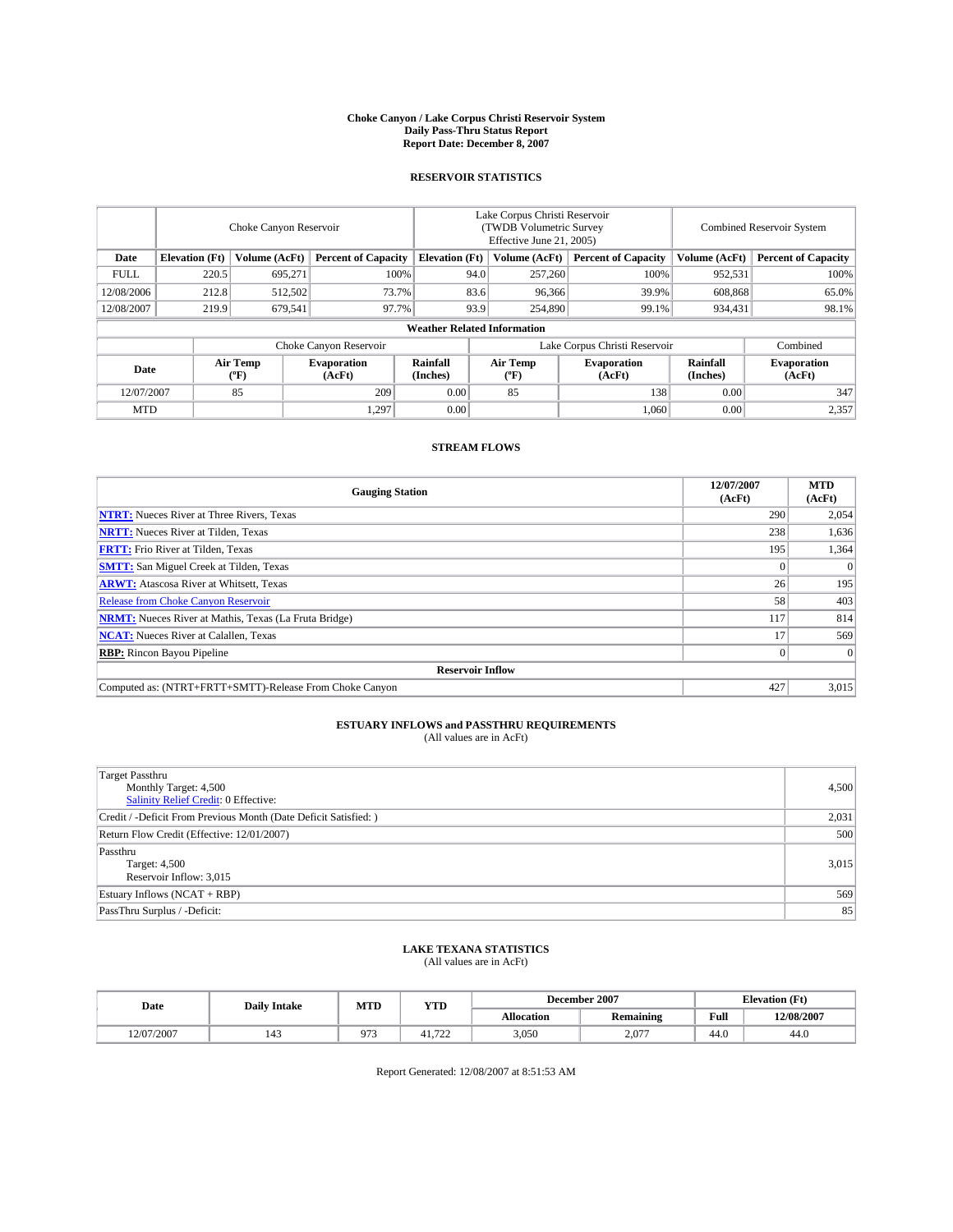# Choke Canyon / Lake Corpus Christi Reservoir System
## Daily Pass-Thru Status Report
### Report Date: December 8, 2007

## RESERVOIR STATISTICS

| | Choke Canyon Reservoir | | | Lake Corpus Christi Reservoir (TWDB Volumetric Survey Effective June 21, 2005) | | | Combined Reservoir System | |
|---|---|---|---|---|---|---|---|---|
| Date | Elevation (Ft) | Volume (AcFt) | Percent of Capacity | Elevation (Ft) | Volume (AcFt) | Percent of Capacity | Volume (AcFt) | Percent of Capacity |
| FULL | 220.5 | 695,271 | 100% | 94.0 | 257,260 | 100% | 952,531 | 100% |
| 12/08/2006 | 212.8 | 512,502 | 73.7% | 83.6 | 96,366 | 39.9% | 608,868 | 65.0% |
| 12/08/2007 | 219.9 | 679,541 | 97.7% | 93.9 | 254,890 | 99.1% | 934,431 | 98.1% |

**Weather Related Information**

| | Choke Canyon Reservoir | | | Lake Corpus Christi Reservoir | | | Combined |
|---|---|---|---|---|---|---|---|
| Date | Air Temp (°F) | Evaporation (AcFt) | Rainfall (Inches) | Air Temp (°F) | Evaporation (AcFt) | Rainfall (Inches) | Evaporation (AcFt) |
| 12/07/2007 | 85 | 209 | 0.00 | 85 | 138 | 0.00 | 347 |
| MTD | | 1,297 | 0.00 | | 1,060 | 0.00 | 2,357 |

## STREAM FLOWS

| Gauging Station | 12/07/2007 (AcFt) | MTD (AcFt) |
|---|---|---|
| **NTRT:** Nueces River at Three Rivers, Texas | 290 | 2,054 |
| **NRTT:** Nueces River at Tilden, Texas | 238 | 1,636 |
| **FRTT:** Frio River at Tilden, Texas | 195 | 1,364 |
| **SMTT:** San Miguel Creek at Tilden, Texas | 0 | 0 |
| **ARWT:** Atascosa River at Whitsett, Texas | 26 | 195 |
| Release from Choke Canyon Reservoir | 58 | 403 |
| **NRMT:** Nueces River at Mathis, Texas (La Fruta Bridge) | 117 | 814 |
| **NCAT:** Nueces River at Calallen, Texas | 17 | 569 |
| **RBP:** Rincon Bayou Pipeline | 0 | 0 |
| **Reservoir Inflow** | | |
| Computed as: (NTRT+FRTT+SMTT)-Release From Choke Canyon | 427 | 3,015 |

## ESTUARY INFLOWS and PASSTHRU REQUIREMENTS
(All values are in AcFt)

| | |
|---|---|
| Target Passthru<br>Monthly Target: 4,500<br>Salinity Relief Credit: 0 Effective: | 4,500 |
| Credit / -Deficit From Previous Month (Date Deficit Satisfied: ) | 2,031 |
| Return Flow Credit (Effective: 12/01/2007) | 500 |
| Passthru<br>Target: 4,500<br>Reservoir Inflow: 3,015 | 3,015 |
| Estuary Inflows (NCAT + RBP) | 569 |
| PassThru Surplus / -Deficit: | 85 |

## LAKE TEXANA STATISTICS
(All values are in AcFt)

| Date | Daily Intake | MTD | YTD | December 2007 | | Elevation (Ft) | |
|---|---|---|---|---|---|---|---|
| | | | | Allocation | Remaining | Full | 12/08/2007 |
| 12/07/2007 | 143 | 973 | 41,722 | 3,050 | 2,077 | 44.0 | 44.0 |

Report Generated: 12/08/2007 at 8:51:53 AM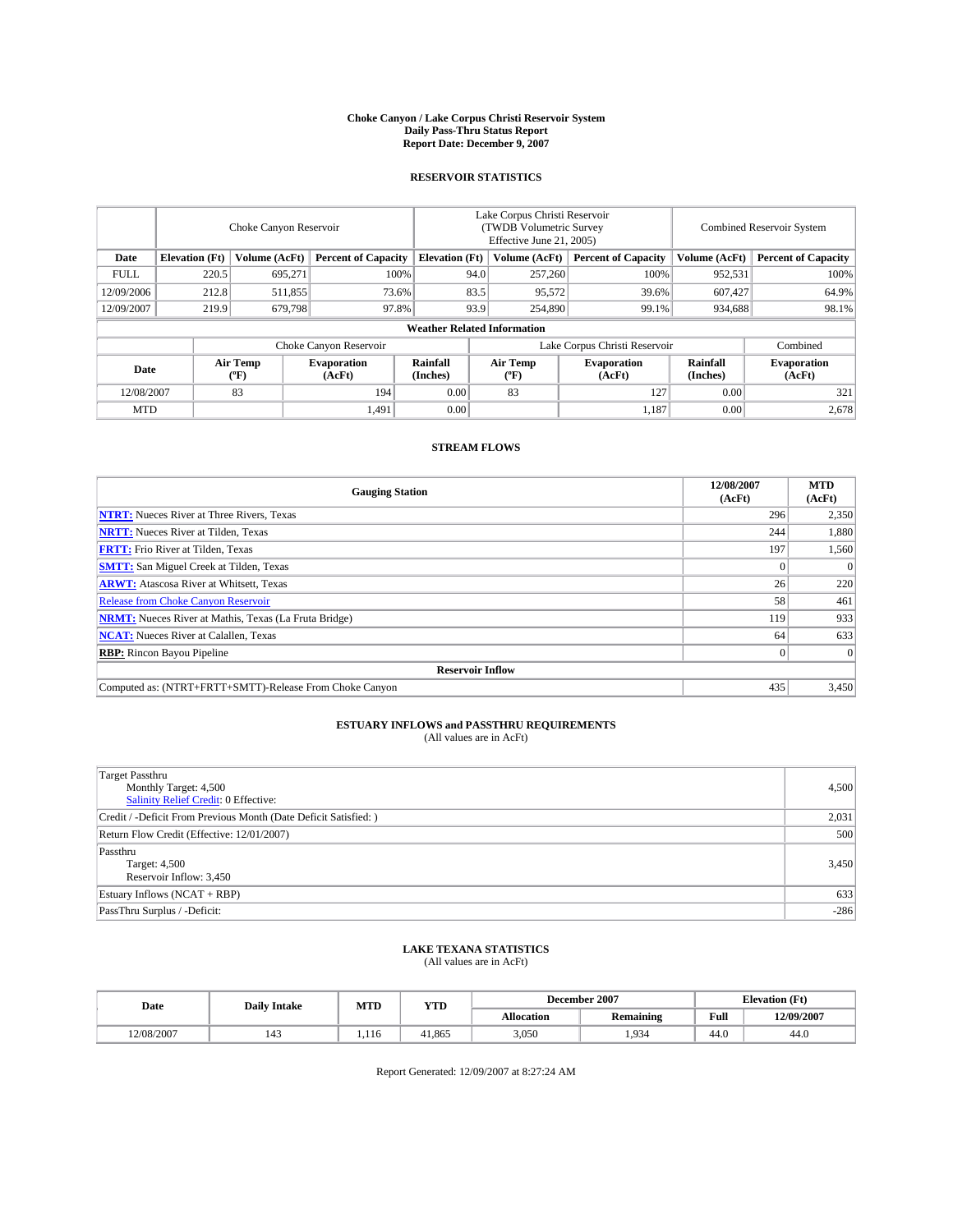# Choke Canyon / Lake Corpus Christi Reservoir System
## Daily Pass-Thru Status Report
### Report Date: December 9, 2007

## RESERVOIR STATISTICS

| | Choke Canyon Reservoir | | | Lake Corpus Christi Reservoir (TWDB Volumetric Survey Effective June 21, 2005) | | | Combined Reservoir System | |
|---|---|---|---|---|---|---|---|---|
| Date | Elevation (Ft) | Volume (AcFt) | Percent of Capacity | Elevation (Ft) | Volume (AcFt) | Percent of Capacity | Volume (AcFt) | Percent of Capacity |
| FULL | 220.5 | 695,271 | 100% | 94.0 | 257,260 | 100% | 952,531 | 100% |
| 12/09/2006 | 212.8 | 511,855 | 73.6% | 83.5 | 95,572 | 39.6% | 607,427 | 64.9% |
| 12/09/2007 | 219.9 | 679,798 | 97.8% | 93.9 | 254,890 | 99.1% | 934,688 | 98.1% |

**Weather Related Information**

| | Choke Canyon Reservoir | | | Lake Corpus Christi Reservoir | | | Combined |
|---|---|---|---|---|---|---|---|
| Date | Air Temp (ºF) | Evaporation (AcFt) | Rainfall (Inches) | Air Temp (ºF) | Evaporation (AcFt) | Rainfall (Inches) | Evaporation (AcFt) |
| 12/08/2007 | 83 | 194 | 0.00 | 83 | 127 | 0.00 | 321 |
| MTD | | 1,491 | 0.00 | | 1,187 | 0.00 | 2,678 |

## STREAM FLOWS

| Gauging Station | 12/08/2007 (AcFt) | MTD (AcFt) |
|---|---|---|
| **NTRT:** Nueces River at Three Rivers, Texas | 296 | 2,350 |
| **NRTT:** Nueces River at Tilden, Texas | 244 | 1,880 |
| **FRTT:** Frio River at Tilden, Texas | 197 | 1,560 |
| **SMTT:** San Miguel Creek at Tilden, Texas | 0 | 0 |
| **ARWT:** Atascosa River at Whitsett, Texas | 26 | 220 |
| Release from Choke Canyon Reservoir | 58 | 461 |
| **NRMT:** Nueces River at Mathis, Texas (La Fruta Bridge) | 119 | 933 |
| **NCAT:** Nueces River at Calallen, Texas | 64 | 633 |
| **RBP:** Rincon Bayou Pipeline | 0 | 0 |
| **Reservoir Inflow** | | |
| Computed as: (NTRT+FRTT+SMTT)-Release From Choke Canyon | 435 | 3,450 |

## ESTUARY INFLOWS and PASSTHRU REQUIREMENTS
(All values are in AcFt)

| | |
|---|---|
| Target Passthru<br>Monthly Target: 4,500<br>Salinity Relief Credit: 0 Effective: | 4,500 |
| Credit / -Deficit From Previous Month (Date Deficit Satisfied: ) | 2,031 |
| Return Flow Credit (Effective: 12/01/2007) | 500 |
| Passthru<br>Target: 4,500<br>Reservoir Inflow: 3,450 | 3,450 |
| Estuary Inflows (NCAT + RBP) | 633 |
| PassThru Surplus / -Deficit: | -286 |

## LAKE TEXANA STATISTICS
(All values are in AcFt)

| Date | Daily Intake | MTD | YTD | December 2007 | | Elevation (Ft) | |
|---|---|---|---|---|---|---|---|
| | | | | Allocation | Remaining | Full | 12/09/2007 |
| 12/08/2007 | 143 | 1,116 | 41,865 | 3,050 | 1,934 | 44.0 | 44.0 |

Report Generated: 12/09/2007 at 8:27:24 AM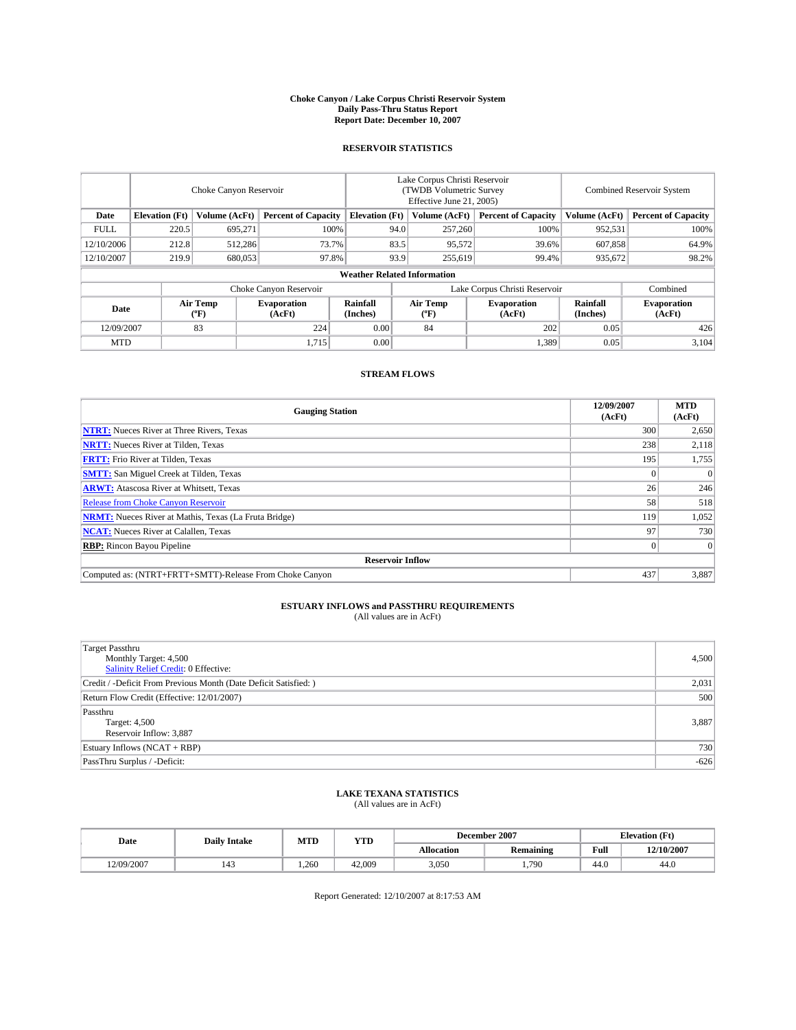**Choke Canyon / Lake Corpus Christi Reservoir System**
**Daily Pass-Thru Status Report**
**Report Date: December 10, 2007**

## RESERVOIR STATISTICS

| | Choke Canyon Reservoir | | | Lake Corpus Christi Reservoir (TWDB Volumetric Survey Effective June 21, 2005) | | | Combined Reservoir System | |
|---|---|---|---|---|---|---|---|---|
| **Date** | **Elevation (Ft)** | **Volume (AcFt)** | **Percent of Capacity** | **Elevation (Ft)** | **Volume (AcFt)** | **Percent of Capacity** | **Volume (AcFt)** | **Percent of Capacity** |
| FULL | 220.5 | 695,271 | 100% | 94.0 | 257,260 | 100% | 952,531 | 100% |
| 12/10/2006 | 212.8 | 512,286 | 73.7% | 83.5 | 95,572 | 39.6% | 607,858 | 64.9% |
| 12/10/2007 | 219.9 | 680,053 | 97.8% | 93.9 | 255,619 | 99.4% | 935,672 | 98.2% |

**Weather Related Information**

| | Choke Canyon Reservoir | | | Lake Corpus Christi Reservoir | | | Combined |
|---|---|---|---|---|---|---|---|
| **Date** | **Air Temp (ºF)** | **Evaporation (AcFt)** | **Rainfall (Inches)** | **Air Temp (ºF)** | **Evaporation (AcFt)** | **Rainfall (Inches)** | **Evaporation (AcFt)** |
| 12/09/2007 | 83 | 224 | 0.00 | 84 | 202 | 0.05 | 426 |
| MTD | | 1,715 | 0.00 | | 1,389 | 0.05 | 3,104 |

## STREAM FLOWS

| Gauging Station | 12/09/2007 (AcFt) | MTD (AcFt) |
|---|---|---|
| **NTRT:** Nueces River at Three Rivers, Texas | 300 | 2,650 |
| **NRTT:** Nueces River at Tilden, Texas | 238 | 2,118 |
| **FRTT:** Frio River at Tilden, Texas | 195 | 1,755 |
| **SMTT:** San Miguel Creek at Tilden, Texas | 0 | 0 |
| **ARWT:** Atascosa River at Whitsett, Texas | 26 | 246 |
| Release from Choke Canyon Reservoir | 58 | 518 |
| **NRMT:** Nueces River at Mathis, Texas (La Fruta Bridge) | 119 | 1,052 |
| **NCAT:** Nueces River at Calallen, Texas | 97 | 730 |
| **RBP:** Rincon Bayou Pipeline | 0 | 0 |
| **Reservoir Inflow** | | |
| Computed as: (NTRT+FRTT+SMTT)-Release From Choke Canyon | 437 | 3,887 |

## ESTUARY INFLOWS and PASSTHRU REQUIREMENTS
(All values are in AcFt)

| | |
|---|---|
| Target Passthru<br>Monthly Target: 4,500<br>Salinity Relief Credit: 0 Effective: | 4,500 |
| Credit / -Deficit From Previous Month (Date Deficit Satisfied: ) | 2,031 |
| Return Flow Credit (Effective: 12/01/2007) | 500 |
| Passthru<br>Target: 4,500<br>Reservoir Inflow: 3,887 | 3,887 |
| Estuary Inflows (NCAT + RBP) | 730 |
| PassThru Surplus / -Deficit: | -626 |

## LAKE TEXANA STATISTICS
(All values are in AcFt)

| Date | Daily Intake | MTD | YTD | December 2007 | | Elevation (Ft) | |
|---|---|---|---|---|---|---|---|
| | | | | **Allocation** | **Remaining** | **Full** | **12/10/2007** |
| 12/09/2007 | 143 | 1,260 | 42,009 | 3,050 | 1,790 | 44.0 | 44.0 |

Report Generated: 12/10/2007 at 8:17:53 AM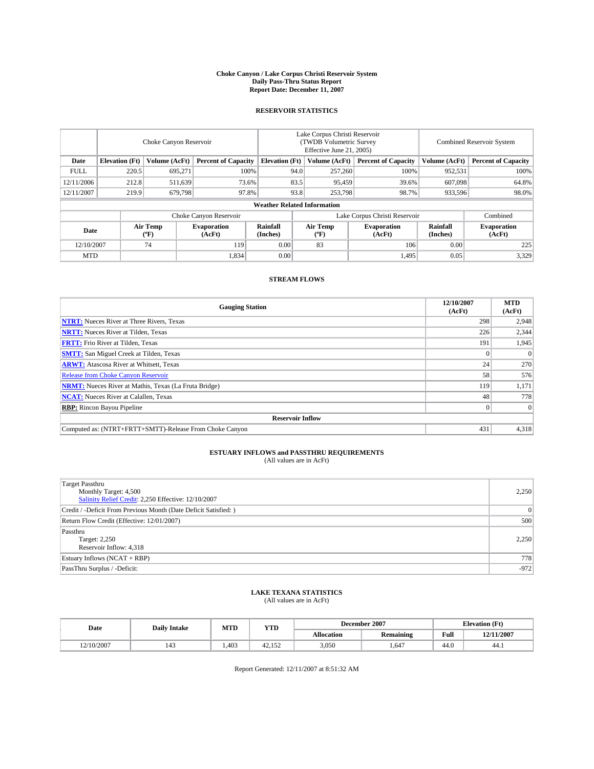# Choke Canyon / Lake Corpus Christi Reservoir System
## Daily Pass-Thru Status Report
### Report Date: December 11, 2007

## RESERVOIR STATISTICS

| | Choke Canyon Reservoir | | | Lake Corpus Christi Reservoir (TWDB Volumetric Survey Effective June 21, 2005) | | | Combined Reservoir System | |
|---|---|---|---|---|---|---|---|---|
| Date | Elevation (Ft) | Volume (AcFt) | Percent of Capacity | Elevation (Ft) | Volume (AcFt) | Percent of Capacity | Volume (AcFt) | Percent of Capacity |
| FULL | 220.5 | 695,271 | 100% | 94.0 | 257,260 | 100% | 952,531 | 100% |
| 12/11/2006 | 212.8 | 511,639 | 73.6% | 83.5 | 95,459 | 39.6% | 607,098 | 64.8% |
| 12/11/2007 | 219.9 | 679,798 | 97.8% | 93.8 | 253,798 | 98.7% | 933,596 | 98.0% |

**Weather Related Information**

| | Choke Canyon Reservoir | | | Lake Corpus Christi Reservoir | | | Combined |
|---|---|---|---|---|---|---|---|
| Date | Air Temp (°F) | Evaporation (AcFt) | Rainfall (Inches) | Air Temp (°F) | Evaporation (AcFt) | Rainfall (Inches) | Evaporation (AcFt) |
| 12/10/2007 | 74 | 119 | 0.00 | 83 | 106 | 0.00 | 225 |
| MTD | | 1,834 | 0.00 | | 1,495 | 0.05 | 3,329 |

## STREAM FLOWS

| Gauging Station | 12/10/2007 (AcFt) | MTD (AcFt) |
|---|---|---|
| **NTRT:** Nueces River at Three Rivers, Texas | 298 | 2,948 |
| **NRTT:** Nueces River at Tilden, Texas | 226 | 2,344 |
| **FRTT:** Frio River at Tilden, Texas | 191 | 1,945 |
| **SMTT:** San Miguel Creek at Tilden, Texas | 0 | 0 |
| **ARWT:** Atascosa River at Whitsett, Texas | 24 | 270 |
| Release from Choke Canyon Reservoir | 58 | 576 |
| **NRMT:** Nueces River at Mathis, Texas (La Fruta Bridge) | 119 | 1,171 |
| **NCAT:** Nueces River at Calallen, Texas | 48 | 778 |
| **RBP:** Rincon Bayou Pipeline | 0 | 0 |
| **Reservoir Inflow** | | |
| Computed as: (NTRT+FRTT+SMTT)-Release From Choke Canyon | 431 | 4,318 |

## ESTUARY INFLOWS and PASSTHRU REQUIREMENTS
(All values are in AcFt)

| | |
|---|---|
| Target Passthru<br>Monthly Target: 4,500<br>Salinity Relief Credit: 2,250 Effective: 12/10/2007 | 2,250 |
| Credit / -Deficit From Previous Month (Date Deficit Satisfied: ) | 0 |
| Return Flow Credit (Effective: 12/01/2007) | 500 |
| Passthru<br>Target: 2,250<br>Reservoir Inflow: 4,318 | 2,250 |
| Estuary Inflows (NCAT + RBP) | 778 |
| PassThru Surplus / -Deficit: | -972 |

## LAKE TEXANA STATISTICS
(All values are in AcFt)

| Date | Daily Intake | MTD | YTD | December 2007 | | Elevation (Ft) | |
|---|---|---|---|---|---|---|---|
| | | | | Allocation | Remaining | Full | 12/11/2007 |
| 12/10/2007 | 143 | 1,403 | 42,152 | 3,050 | 1,647 | 44.0 | 44.1 |

Report Generated: 12/11/2007 at 8:51:32 AM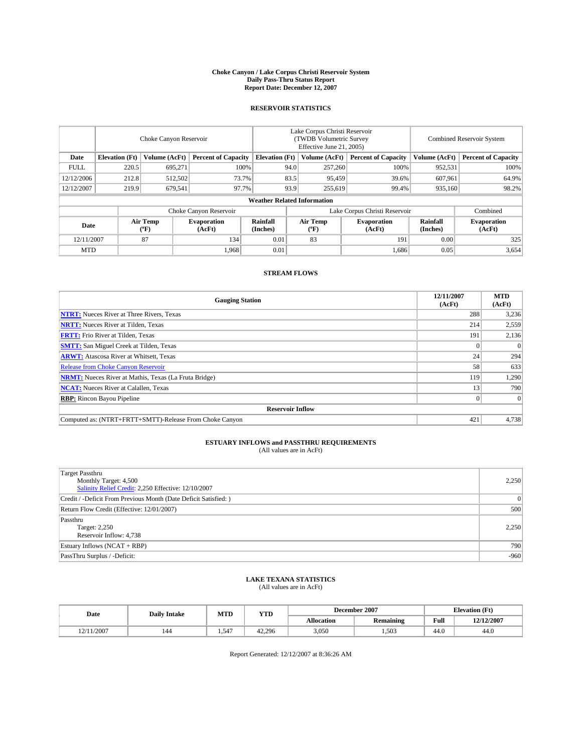# Choke Canyon / Lake Corpus Christi Reservoir System
## Daily Pass-Thru Status Report
## Report Date: December 12, 2007

### RESERVOIR STATISTICS

| | Choke Canyon Reservoir | | | Lake Corpus Christi Reservoir (TWDB Volumetric Survey Effective June 21, 2005) | | | Combined Reservoir System | |
|---|---|---|---|---|---|---|---|---|
| Date | Elevation (Ft) | Volume (AcFt) | Percent of Capacity | Elevation (Ft) | Volume (AcFt) | Percent of Capacity | Volume (AcFt) | Percent of Capacity |
| FULL | 220.5 | 695,271 | 100% | 94.0 | 257,260 | 100% | 952,531 | 100% |
| 12/12/2006 | 212.8 | 512,502 | 73.7% | 83.5 | 95,459 | 39.6% | 607,961 | 64.9% |
| 12/12/2007 | 219.9 | 679,541 | 97.7% | 93.9 | 255,619 | 99.4% | 935,160 | 98.2% |

**Weather Related Information**

| | Choke Canyon Reservoir | | | Lake Corpus Christi Reservoir | | | Combined |
|---|---|---|---|---|---|---|---|
| Date | Air Temp (°F) | Evaporation (AcFt) | Rainfall (Inches) | Air Temp (°F) | Evaporation (AcFt) | Rainfall (Inches) | Evaporation (AcFt) |
| 12/11/2007 | 87 | 134 | 0.01 | 83 | 191 | 0.00 | 325 |
| MTD | | 1,968 | 0.01 | | 1,686 | 0.05 | 3,654 |

### STREAM FLOWS

| Gauging Station | 12/11/2007 (AcFt) | MTD (AcFt) |
|---|---|---|
| NTRT: Nueces River at Three Rivers, Texas | 288 | 3,236 |
| NRTT: Nueces River at Tilden, Texas | 214 | 2,559 |
| FRTT: Frio River at Tilden, Texas | 191 | 2,136 |
| SMTT: San Miguel Creek at Tilden, Texas | 0 | 0 |
| ARWT: Atascosa River at Whitsett, Texas | 24 | 294 |
| Release from Choke Canyon Reservoir | 58 | 633 |
| NRMT: Nueces River at Mathis, Texas (La Fruta Bridge) | 119 | 1,290 |
| NCAT: Nueces River at Calallen, Texas | 13 | 790 |
| RBP: Rincon Bayou Pipeline | 0 | 0 |
| **Reservoir Inflow** | | |
| Computed as: (NTRT+FRTT+SMTT)-Release From Choke Canyon | 421 | 4,738 |

### ESTUARY INFLOWS and PASSTHRU REQUIREMENTS
(All values are in AcFt)

| | |
|---|---|
| Target Passthru<br>Monthly Target: 4,500<br>Salinity Relief Credit: 2,250 Effective: 12/10/2007 | 2,250 |
| Credit / -Deficit From Previous Month (Date Deficit Satisfied: ) | 0 |
| Return Flow Credit (Effective: 12/01/2007) | 500 |
| Passthru<br>Target: 2,250<br>Reservoir Inflow: 4,738 | 2,250 |
| Estuary Inflows (NCAT + RBP) | 790 |
| PassThru Surplus / -Deficit: | -960 |

### LAKE TEXANA STATISTICS
(All values are in AcFt)

| Date | Daily Intake | MTD | YTD | December 2007 | | Elevation (Ft) | |
|---|---|---|---|---|---|---|---|
| | | | | Allocation | Remaining | Full | 12/12/2007 |
| 12/11/2007 | 144 | 1,547 | 42,296 | 3,050 | 1,503 | 44.0 | 44.0 |

Report Generated: 12/12/2007 at 8:36:26 AM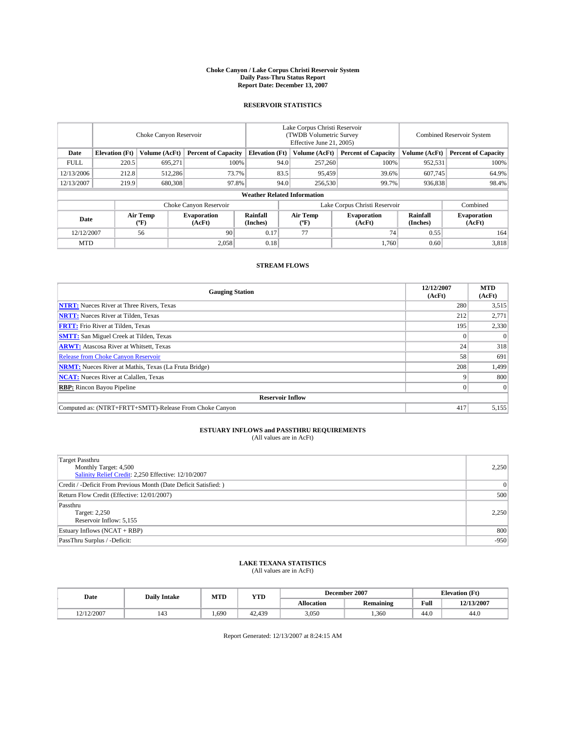# Choke Canyon / Lake Corpus Christi Reservoir System
## Daily Pass-Thru Status Report
### Report Date: December 13, 2007

## RESERVOIR STATISTICS

| | Choke Canyon Reservoir | | | Lake Corpus Christi Reservoir (TWDB Volumetric Survey Effective June 21, 2005) | | | Combined Reservoir System | |
|---|---|---|---|---|---|---|---|---|
| Date | Elevation (Ft) | Volume (AcFt) | Percent of Capacity | Elevation (Ft) | Volume (AcFt) | Percent of Capacity | Volume (AcFt) | Percent of Capacity |
| FULL | 220.5 | 695,271 | 100% | 94.0 | 257,260 | 100% | 952,531 | 100% |
| 12/13/2006 | 212.8 | 512,286 | 73.7% | 83.5 | 95,459 | 39.6% | 607,745 | 64.9% |
| 12/13/2007 | 219.9 | 680,308 | 97.8% | 94.0 | 256,530 | 99.7% | 936,838 | 98.4% |

**Weather Related Information**

| | Choke Canyon Reservoir | | | Lake Corpus Christi Reservoir | | | Combined |
|---|---|---|---|---|---|---|---|
| Date | Air Temp (ºF) | Evaporation (AcFt) | Rainfall (Inches) | Air Temp (ºF) | Evaporation (AcFt) | Rainfall (Inches) | Evaporation (AcFt) |
| 12/12/2007 | 56 | 90 | 0.17 | 77 | 74 | 0.55 | 164 |
| MTD | | 2,058 | 0.18 | | 1,760 | 0.60 | 3,818 |

## STREAM FLOWS

| Gauging Station | 12/12/2007 (AcFt) | MTD (AcFt) |
|---|---|---|
| **NTRT:** Nueces River at Three Rivers, Texas | 280 | 3,515 |
| **NRTT:** Nueces River at Tilden, Texas | 212 | 2,771 |
| **FRTT:** Frio River at Tilden, Texas | 195 | 2,330 |
| **SMTT:** San Miguel Creek at Tilden, Texas | 0 | 0 |
| **ARWT:** Atascosa River at Whitsett, Texas | 24 | 318 |
| Release from Choke Canyon Reservoir | 58 | 691 |
| **NRMT:** Nueces River at Mathis, Texas (La Fruta Bridge) | 208 | 1,499 |
| **NCAT:** Nueces River at Calallen, Texas | 9 | 800 |
| **RBP:** Rincon Bayou Pipeline | 0 | 0 |
| **Reservoir Inflow** | | |
| Computed as: (NTRT+FRTT+SMTT)-Release From Choke Canyon | 417 | 5,155 |

## ESTUARY INFLOWS and PASSTHRU REQUIREMENTS
(All values are in AcFt)

| | |
|---|---|
| Target Passthru<br>Monthly Target: 4,500<br>Salinity Relief Credit: 2,250 Effective: 12/10/2007 | 2,250 |
| Credit / -Deficit From Previous Month (Date Deficit Satisfied: ) | 0 |
| Return Flow Credit (Effective: 12/01/2007) | 500 |
| Passthru<br>Target: 2,250<br>Reservoir Inflow: 5,155 | 2,250 |
| Estuary Inflows (NCAT + RBP) | 800 |
| PassThru Surplus / -Deficit: | -950 |

## LAKE TEXANA STATISTICS
(All values are in AcFt)

| Date | Daily Intake | MTD | YTD | December 2007 | | Elevation (Ft) | |
|---|---|---|---|---|---|---|---|
| | | | | Allocation | Remaining | Full | 12/13/2007 |
| 12/12/2007 | 143 | 1,690 | 42,439 | 3,050 | 1,360 | 44.0 | 44.0 |

Report Generated: 12/13/2007 at 8:24:15 AM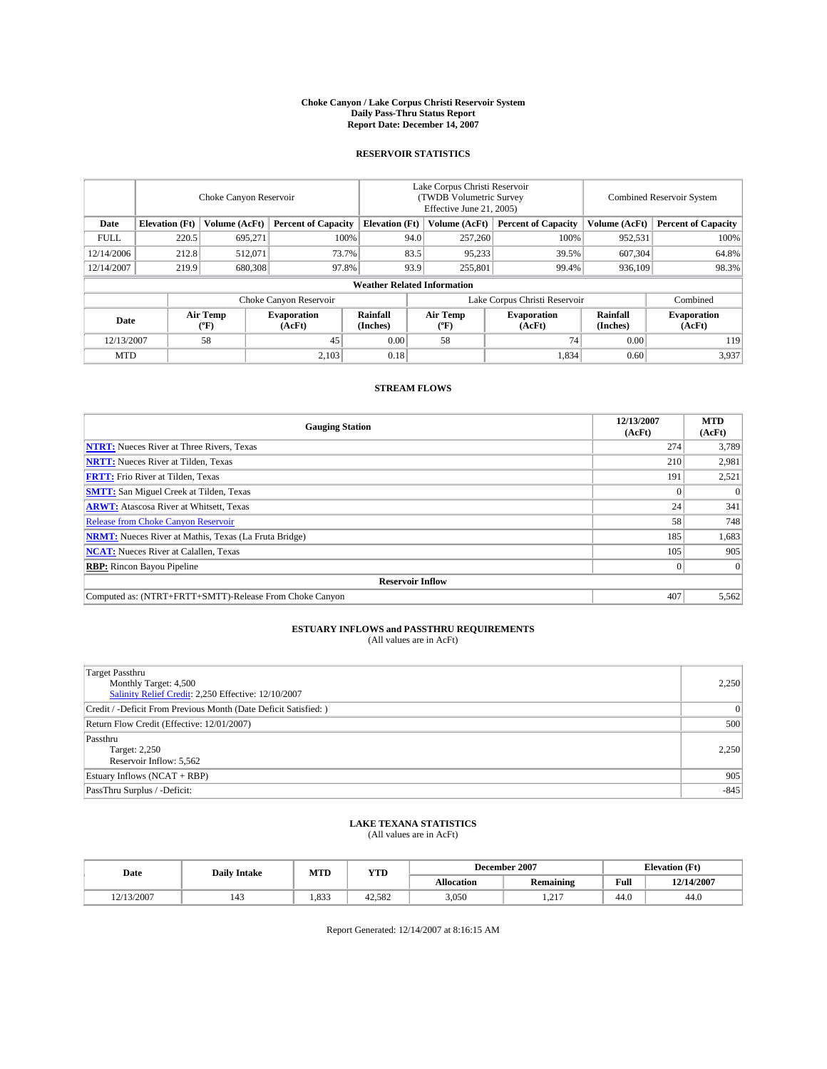# Choke Canyon / Lake Corpus Christi Reservoir System
## Daily Pass-Thru Status Report
## Report Date: December 14, 2007

### RESERVOIR STATISTICS

| | Choke Canyon Reservoir | | | Lake Corpus Christi Reservoir (TWDB Volumetric Survey Effective June 21, 2005) | | | Combined Reservoir System | |
|---|---|---|---|---|---|---|---|---|
| Date | Elevation (Ft) | Volume (AcFt) | Percent of Capacity | Elevation (Ft) | Volume (AcFt) | Percent of Capacity | Volume (AcFt) | Percent of Capacity |
| FULL | 220.5 | 695,271 | 100% | 94.0 | 257,260 | 100% | 952,531 | 100% |
| 12/14/2006 | 212.8 | 512,071 | 73.7% | 83.5 | 95,233 | 39.5% | 607,304 | 64.8% |
| 12/14/2007 | 219.9 | 680,308 | 97.8% | 93.9 | 255,801 | 99.4% | 936,109 | 98.3% |

**Weather Related Information**

| | Choke Canyon Reservoir | | | Lake Corpus Christi Reservoir | | | Combined |
|---|---|---|---|---|---|---|---|
| Date | Air Temp (°F) | Evaporation (AcFt) | Rainfall (Inches) | Air Temp (°F) | Evaporation (AcFt) | Rainfall (Inches) | Evaporation (AcFt) |
| 12/13/2007 | 58 | 45 | 0.00 | 58 | 74 | 0.00 | 119 |
| MTD | | 2,103 | 0.18 | | 1,834 | 0.60 | 3,937 |

### STREAM FLOWS

| Gauging Station | 12/13/2007 (AcFt) | MTD (AcFt) |
|---|---|---|
| **NTRT:** Nueces River at Three Rivers, Texas | 274 | 3,789 |
| **NRTT:** Nueces River at Tilden, Texas | 210 | 2,981 |
| **FRTT:** Frio River at Tilden, Texas | 191 | 2,521 |
| **SMTT:** San Miguel Creek at Tilden, Texas | 0 | 0 |
| **ARWT:** Atascosa River at Whitsett, Texas | 24 | 341 |
| Release from Choke Canyon Reservoir | 58 | 748 |
| **NRMT:** Nueces River at Mathis, Texas (La Fruta Bridge) | 185 | 1,683 |
| **NCAT:** Nueces River at Calallen, Texas | 105 | 905 |
| **RBP:** Rincon Bayou Pipeline | 0 | 0 |
| **Reservoir Inflow** | | |
| Computed as: (NTRT+FRTT+SMTT)-Release From Choke Canyon | 407 | 5,562 |

### ESTUARY INFLOWS and PASSTHRU REQUIREMENTS
(All values are in AcFt)

| | |
|---|---|
| Target Passthru<br>Monthly Target: 4,500<br>Salinity Relief Credit: 2,250 Effective: 12/10/2007 | 2,250 |
| Credit / -Deficit From Previous Month (Date Deficit Satisfied: ) | 0 |
| Return Flow Credit (Effective: 12/01/2007) | 500 |
| Passthru<br>Target: 2,250<br>Reservoir Inflow: 5,562 | 2,250 |
| Estuary Inflows (NCAT + RBP) | 905 |
| PassThru Surplus / -Deficit: | -845 |

### LAKE TEXANA STATISTICS
(All values are in AcFt)

| Date | Daily Intake | MTD | YTD | December 2007 | | Elevation (Ft) | |
|---|---|---|---|---|---|---|---|
| | | | | Allocation | Remaining | Full | 12/14/2007 |
| 12/13/2007 | 143 | 1,833 | 42,582 | 3,050 | 1,217 | 44.0 | 44.0 |

Report Generated: 12/14/2007 at 8:16:15 AM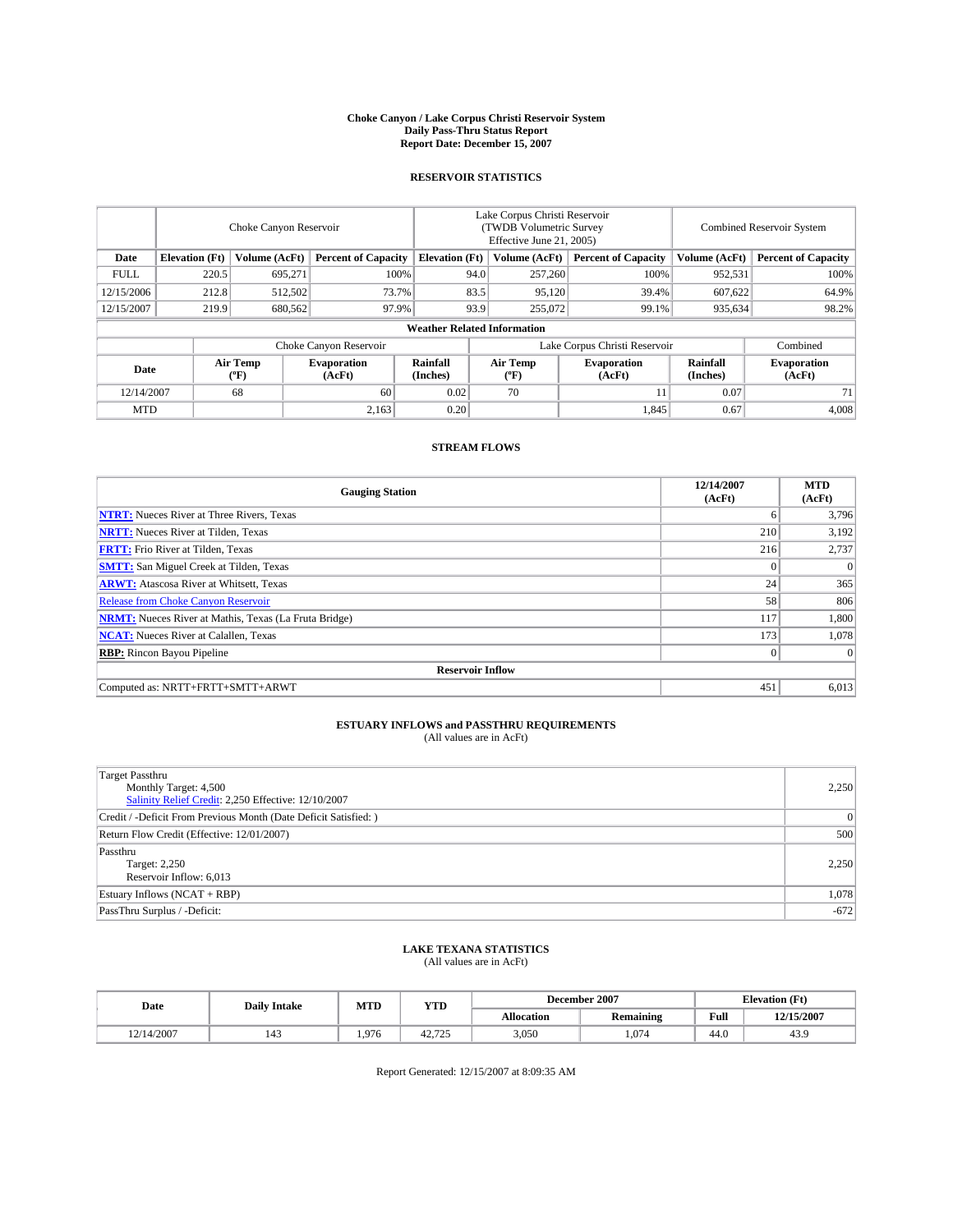# Choke Canyon / Lake Corpus Christi Reservoir System
## Daily Pass-Thru Status Report
### Report Date: December 15, 2007

## RESERVOIR STATISTICS

| | Choke Canyon Reservoir | | | Lake Corpus Christi Reservoir (TWDB Volumetric Survey Effective June 21, 2005) | | | Combined Reservoir System | |
|---|---|---|---|---|---|---|---|---|
| Date | Elevation (Ft) | Volume (AcFt) | Percent of Capacity | Elevation (Ft) | Volume (AcFt) | Percent of Capacity | Volume (AcFt) | Percent of Capacity |
| FULL | 220.5 | 695,271 | 100% | 94.0 | 257,260 | 100% | 952,531 | 100% |
| 12/15/2006 | 212.8 | 512,502 | 73.7% | 83.5 | 95,120 | 39.4% | 607,622 | 64.9% |
| 12/15/2007 | 219.9 | 680,562 | 97.9% | 93.9 | 255,072 | 99.1% | 935,634 | 98.2% |

### Weather Related Information

| | Choke Canyon Reservoir | | | Lake Corpus Christi Reservoir | | | Combined |
|---|---|---|---|---|---|---|---|
| Date | Air Temp (°F) | Evaporation (AcFt) | Rainfall (Inches) | Air Temp (°F) | Evaporation (AcFt) | Rainfall (Inches) | Evaporation (AcFt) |
| 12/14/2007 | 68 | 60 | 0.02 | 70 | 11 | 0.07 | 71 |
| MTD | | 2,163 | 0.20 | | 1,845 | 0.67 | 4,008 |

## STREAM FLOWS

| Gauging Station | 12/14/2007 (AcFt) | MTD (AcFt) |
|---|---|---|
| NTRT: Nueces River at Three Rivers, Texas | 6 | 3,796 |
| NRTT: Nueces River at Tilden, Texas | 210 | 3,192 |
| FRTT: Frio River at Tilden, Texas | 216 | 2,737 |
| SMTT: San Miguel Creek at Tilden, Texas | 0 | 0 |
| ARWT: Atascosa River at Whitsett, Texas | 24 | 365 |
| Release from Choke Canyon Reservoir | 58 | 806 |
| NRMT: Nueces River at Mathis, Texas (La Fruta Bridge) | 117 | 1,800 |
| NCAT: Nueces River at Calallen, Texas | 173 | 1,078 |
| RBP: Rincon Bayou Pipeline | 0 | 0 |
| **Reservoir Inflow** | | |
| Computed as: NRTT+FRTT+SMTT+ARWT | 451 | 6,013 |

## ESTUARY INFLOWS and PASSTHRU REQUIREMENTS
(All values are in AcFt)

| | |
|---|---|
| Target Passthru<br>Monthly Target: 4,500<br>Salinity Relief Credit: 2,250 Effective: 12/10/2007 | 2,250 |
| Credit / -Deficit From Previous Month (Date Deficit Satisfied: ) | 0 |
| Return Flow Credit (Effective: 12/01/2007) | 500 |
| Passthru<br>Target: 2,250<br>Reservoir Inflow: 6,013 | 2,250 |
| Estuary Inflows (NCAT + RBP) | 1,078 |
| PassThru Surplus / -Deficit: | -672 |

## LAKE TEXANA STATISTICS
(All values are in AcFt)

| Date | Daily Intake | MTD | YTD | December 2007 | | Elevation (Ft) | |
|---|---|---|---|---|---|---|---|
| | | | | Allocation | Remaining | Full | 12/15/2007 |
| 12/14/2007 | 143 | 1,976 | 42,725 | 3,050 | 1,074 | 44.0 | 43.9 |

Report Generated: 12/15/2007 at 8:09:35 AM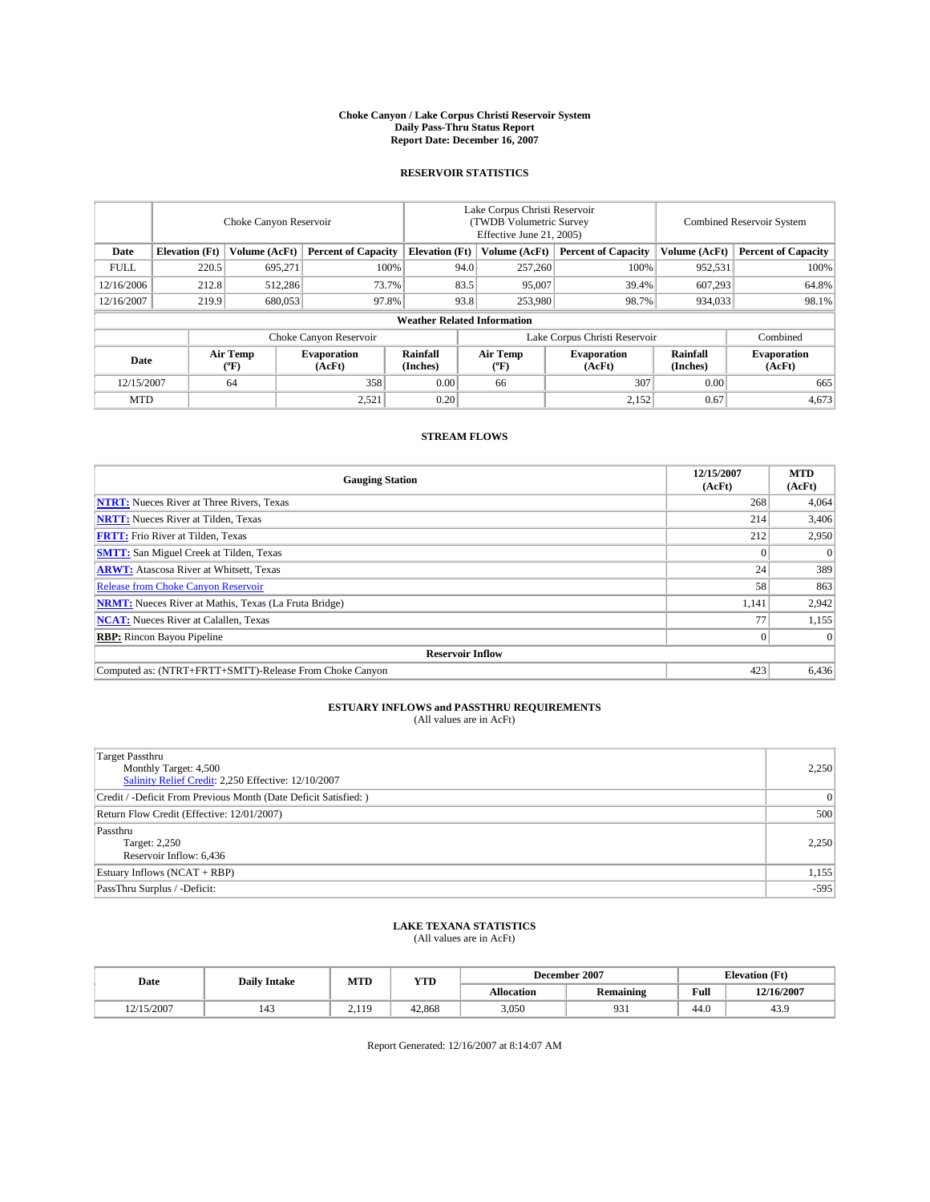# Choke Canyon / Lake Corpus Christi Reservoir System
## Daily Pass-Thru Status Report
### Report Date: December 16, 2007

## RESERVOIR STATISTICS

| | Choke Canyon Reservoir | | | Lake Corpus Christi Reservoir (TWDB Volumetric Survey Effective June 21, 2005) | | | Combined Reservoir System | |
|---|---|---|---|---|---|---|---|---|
| Date | Elevation (Ft) | Volume (AcFt) | Percent of Capacity | Elevation (Ft) | Volume (AcFt) | Percent of Capacity | Volume (AcFt) | Percent of Capacity |
| FULL | 220.5 | 695,271 | 100% | 94.0 | 257,260 | 100% | 952,531 | 100% |
| 12/16/2006 | 212.8 | 512,286 | 73.7% | 83.5 | 95,007 | 39.4% | 607,293 | 64.8% |
| 12/16/2007 | 219.9 | 680,053 | 97.8% | 93.8 | 253,980 | 98.7% | 934,033 | 98.1% |

**Weather Related Information**

| | Choke Canyon Reservoir | | | Lake Corpus Christi Reservoir | | | Combined |
|---|---|---|---|---|---|---|---|
| Date | Air Temp (°F) | Evaporation (AcFt) | Rainfall (Inches) | Air Temp (°F) | Evaporation (AcFt) | Rainfall (Inches) | Evaporation (AcFt) |
| 12/15/2007 | 64 | 358 | 0.00 | 66 | 307 | 0.00 | 665 |
| MTD | | 2,521 | 0.20 | | 2,152 | 0.67 | 4,673 |

## STREAM FLOWS

| Gauging Station | 12/15/2007 (AcFt) | MTD (AcFt) |
|---|---|---|
| **NTRT:** Nueces River at Three Rivers, Texas | 268 | 4,064 |
| **NRTT:** Nueces River at Tilden, Texas | 214 | 3,406 |
| **FRTT:** Frio River at Tilden, Texas | 212 | 2,950 |
| **SMTT:** San Miguel Creek at Tilden, Texas | 0 | 0 |
| **ARWT:** Atascosa River at Whitsett, Texas | 24 | 389 |
| Release from Choke Canyon Reservoir | 58 | 863 |
| **NRMT:** Nueces River at Mathis, Texas (La Fruta Bridge) | 1,141 | 2,942 |
| **NCAT:** Nueces River at Calallen, Texas | 77 | 1,155 |
| **RBP:** Rincon Bayou Pipeline | 0 | 0 |
| **Reservoir Inflow** | | |
| Computed as: (NTRT+FRTT+SMTT)-Release From Choke Canyon | 423 | 6,436 |

## ESTUARY INFLOWS and PASSTHRU REQUIREMENTS
(All values are in AcFt)

| | |
|---|---|
| Target Passthru<br>Monthly Target: 4,500<br>Salinity Relief Credit: 2,250 Effective: 12/10/2007 | 2,250 |
| Credit / -Deficit From Previous Month (Date Deficit Satisfied: ) | 0 |
| Return Flow Credit (Effective: 12/01/2007) | 500 |
| Passthru<br>Target: 2,250<br>Reservoir Inflow: 6,436 | 2,250 |
| Estuary Inflows (NCAT + RBP) | 1,155 |
| PassThru Surplus / -Deficit: | -595 |

## LAKE TEXANA STATISTICS
(All values are in AcFt)

| Date | Daily Intake | MTD | YTD | December 2007 | | Elevation (Ft) | |
|---|---|---|---|---|---|---|---|
| | | | | Allocation | Remaining | Full | 12/16/2007 |
| 12/15/2007 | 143 | 2,119 | 42,868 | 3,050 | 931 | 44.0 | 43.9 |

Report Generated: 12/16/2007 at 8:14:07 AM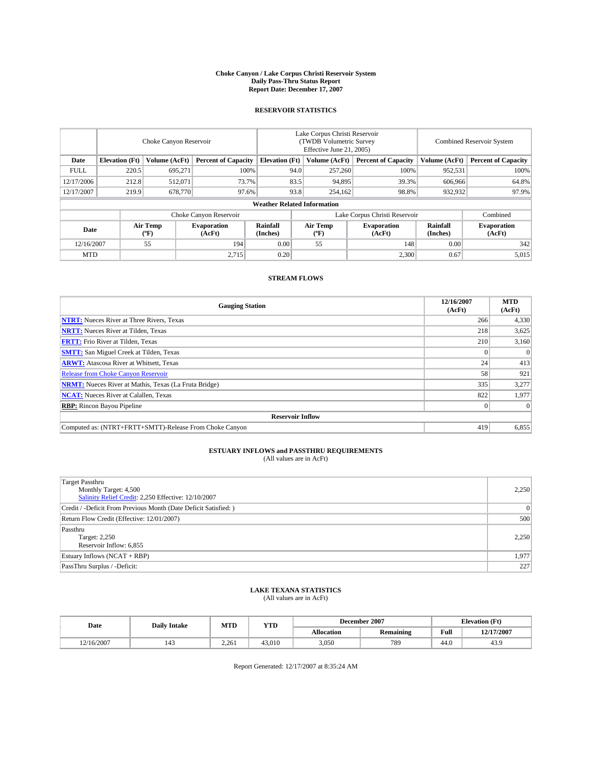# Choke Canyon / Lake Corpus Christi Reservoir System
## Daily Pass-Thru Status Report
### Report Date: December 17, 2007

## RESERVOIR STATISTICS

| | Choke Canyon Reservoir | | | Lake Corpus Christi Reservoir (TWDB Volumetric Survey Effective June 21, 2005) | | | Combined Reservoir System | |
|---|---|---|---|---|---|---|---|---|
| Date | Elevation (Ft) | Volume (AcFt) | Percent of Capacity | Elevation (Ft) | Volume (AcFt) | Percent of Capacity | Volume (AcFt) | Percent of Capacity |
| FULL | 220.5 | 695,271 | 100% | 94.0 | 257,260 | 100% | 952,531 | 100% |
| 12/17/2006 | 212.8 | 512,071 | 73.7% | 83.5 | 94,895 | 39.3% | 606,966 | 64.8% |
| 12/17/2007 | 219.9 | 678,770 | 97.6% | 93.8 | 254,162 | 98.8% | 932,932 | 97.9% |

**Weather Related Information**

| | Choke Canyon Reservoir | | | Lake Corpus Christi Reservoir | | | Combined |
|---|---|---|---|---|---|---|---|
| Date | Air Temp (ºF) | Evaporation (AcFt) | Rainfall (Inches) | Air Temp (ºF) | Evaporation (AcFt) | Rainfall (Inches) | Evaporation (AcFt) |
| 12/16/2007 | 55 | 194 | 0.00 | 55 | 148 | 0.00 | 342 |
| MTD | | 2,715 | 0.20 | | 2,300 | 0.67 | 5,015 |

## STREAM FLOWS

| Gauging Station | 12/16/2007 (AcFt) | MTD (AcFt) |
|---|---|---|
| **NTRT:** Nueces River at Three Rivers, Texas | 266 | 4,330 |
| **NRTT:** Nueces River at Tilden, Texas | 218 | 3,625 |
| **FRTT:** Frio River at Tilden, Texas | 210 | 3,160 |
| **SMTT:** San Miguel Creek at Tilden, Texas | 0 | 0 |
| **ARWT:** Atascosa River at Whitsett, Texas | 24 | 413 |
| Release from Choke Canyon Reservoir | 58 | 921 |
| **NRMT:** Nueces River at Mathis, Texas (La Fruta Bridge) | 335 | 3,277 |
| **NCAT:** Nueces River at Calallen, Texas | 822 | 1,977 |
| **RBP:** Rincon Bayou Pipeline | 0 | 0 |
| **Reservoir Inflow** | | |
| Computed as: (NTRT+FRTT+SMTT)-Release From Choke Canyon | 419 | 6,855 |

## ESTUARY INFLOWS and PASSTHRU REQUIREMENTS
(All values are in AcFt)

| | |
|---|---|
| Target Passthru<br>Monthly Target: 4,500<br>Salinity Relief Credit: 2,250 Effective: 12/10/2007 | 2,250 |
| Credit / -Deficit From Previous Month (Date Deficit Satisfied: ) | 0 |
| Return Flow Credit (Effective: 12/01/2007) | 500 |
| Passthru<br>Target: 2,250<br>Reservoir Inflow: 6,855 | 2,250 |
| Estuary Inflows (NCAT + RBP) | 1,977 |
| PassThru Surplus / -Deficit: | 227 |

## LAKE TEXANA STATISTICS
(All values are in AcFt)

| Date | Daily Intake | MTD | YTD | December 2007 | | Elevation (Ft) | |
|---|---|---|---|---|---|---|---|
| | | | | Allocation | Remaining | Full | 12/17/2007 |
| 12/16/2007 | 143 | 2,261 | 43,010 | 3,050 | 789 | 44.0 | 43.9 |

Report Generated: 12/17/2007 at 8:35:24 AM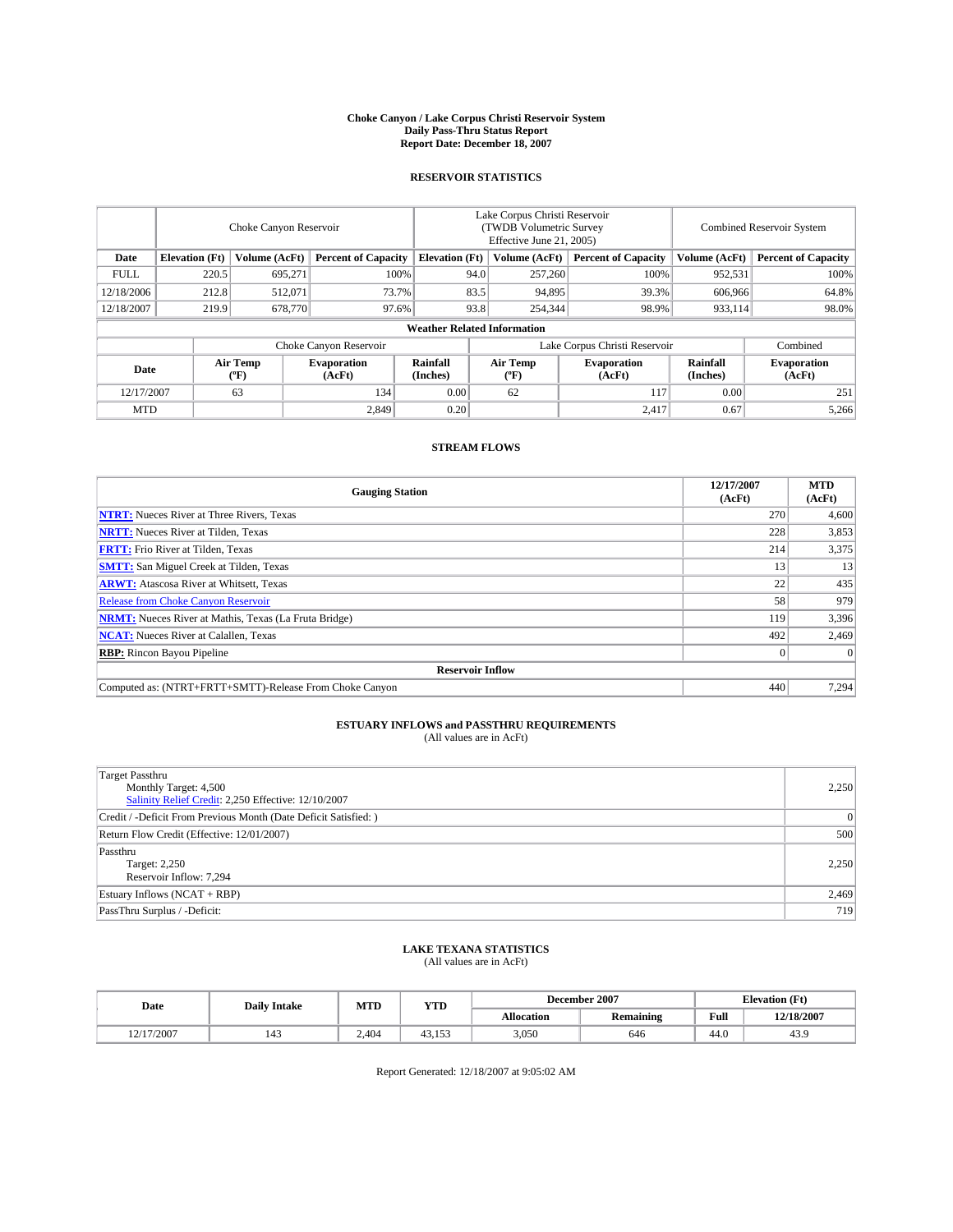# Choke Canyon / Lake Corpus Christi Reservoir System
## Daily Pass-Thru Status Report
### Report Date: December 18, 2007

## RESERVOIR STATISTICS

| | Choke Canyon Reservoir | | | Lake Corpus Christi Reservoir (TWDB Volumetric Survey Effective June 21, 2005) | | | Combined Reservoir System | |
|---|---|---|---|---|---|---|---|---|
| Date | Elevation (Ft) | Volume (AcFt) | Percent of Capacity | Elevation (Ft) | Volume (AcFt) | Percent of Capacity | Volume (AcFt) | Percent of Capacity |
| FULL | 220.5 | 695,271 | 100% | 94.0 | 257,260 | 100% | 952,531 | 100% |
| 12/18/2006 | 212.8 | 512,071 | 73.7% | 83.5 | 94,895 | 39.3% | 606,966 | 64.8% |
| 12/18/2007 | 219.9 | 678,770 | 97.6% | 93.8 | 254,344 | 98.9% | 933,114 | 98.0% |

**Weather Related Information**

| | Choke Canyon Reservoir | | | Lake Corpus Christi Reservoir | | | Combined |
|---|---|---|---|---|---|---|---|
| Date | Air Temp (°F) | Evaporation (AcFt) | Rainfall (Inches) | Air Temp (°F) | Evaporation (AcFt) | Rainfall (Inches) | Evaporation (AcFt) |
| 12/17/2007 | 63 | 134 | 0.00 | 62 | 117 | 0.00 | 251 |
| MTD | | 2,849 | 0.20 | | 2,417 | 0.67 | 5,266 |

## STREAM FLOWS

| Gauging Station | 12/17/2007 (AcFt) | MTD (AcFt) |
|---|---|---|
| **NTRT:** Nueces River at Three Rivers, Texas | 270 | 4,600 |
| **NRTT:** Nueces River at Tilden, Texas | 228 | 3,853 |
| **FRTT:** Frio River at Tilden, Texas | 214 | 3,375 |
| **SMTT:** San Miguel Creek at Tilden, Texas | 13 | 13 |
| **ARWT:** Atascosa River at Whitsett, Texas | 22 | 435 |
| Release from Choke Canyon Reservoir | 58 | 979 |
| **NRMT:** Nueces River at Mathis, Texas (La Fruta Bridge) | 119 | 3,396 |
| **NCAT:** Nueces River at Calallen, Texas | 492 | 2,469 |
| **RBP:** Rincon Bayou Pipeline | 0 | 0 |
| **Reservoir Inflow** | | |
| Computed as: (NTRT+FRTT+SMTT)-Release From Choke Canyon | 440 | 7,294 |

## ESTUARY INFLOWS and PASSTHRU REQUIREMENTS
(All values are in AcFt)

| | |
|---|---|
| Target Passthru<br>Monthly Target: 4,500<br>Salinity Relief Credit: 2,250 Effective: 12/10/2007 | 2,250 |
| Credit / -Deficit From Previous Month (Date Deficit Satisfied: ) | 0 |
| Return Flow Credit (Effective: 12/01/2007) | 500 |
| Passthru<br>Target: 2,250<br>Reservoir Inflow: 7,294 | 2,250 |
| Estuary Inflows (NCAT + RBP) | 2,469 |
| PassThru Surplus / -Deficit: | 719 |

## LAKE TEXANA STATISTICS
(All values are in AcFt)

| Date | Daily Intake | MTD | YTD | December 2007 | | Elevation (Ft) | |
|---|---|---|---|---|---|---|---|
| | | | | Allocation | Remaining | Full | 12/18/2007 |
| 12/17/2007 | 143 | 2,404 | 43,153 | 3,050 | 646 | 44.0 | 43.9 |

Report Generated: 12/18/2007 at 9:05:02 AM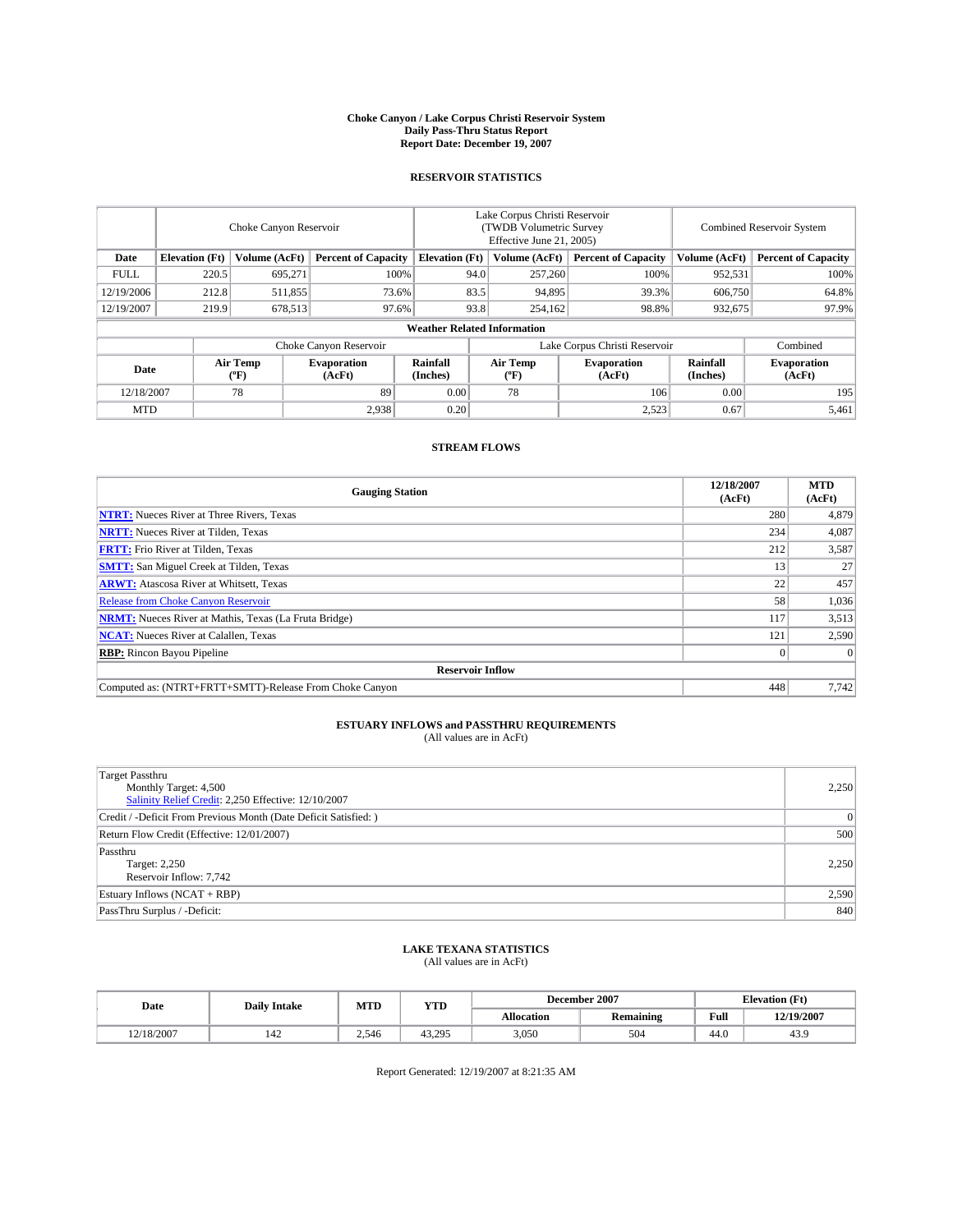# Choke Canyon / Lake Corpus Christi Reservoir System
## Daily Pass-Thru Status Report
### Report Date: December 19, 2007

## RESERVOIR STATISTICS

| | Choke Canyon Reservoir | | | Lake Corpus Christi Reservoir (TWDB Volumetric Survey Effective June 21, 2005) | | | Combined Reservoir System | |
|---|---|---|---|---|---|---|---|---|
| Date | Elevation (Ft) | Volume (AcFt) | Percent of Capacity | Elevation (Ft) | Volume (AcFt) | Percent of Capacity | Volume (AcFt) | Percent of Capacity |
| FULL | 220.5 | 695,271 | 100% | 94.0 | 257,260 | 100% | 952,531 | 100% |
| 12/19/2006 | 212.8 | 511,855 | 73.6% | 83.5 | 94,895 | 39.3% | 606,750 | 64.8% |
| 12/19/2007 | 219.9 | 678,513 | 97.6% | 93.8 | 254,162 | 98.8% | 932,675 | 97.9% |

**Weather Related Information**

| | Choke Canyon Reservoir | | | Lake Corpus Christi Reservoir | | | Combined |
|---|---|---|---|---|---|---|---|
| Date | Air Temp (ºF) | Evaporation (AcFt) | Rainfall (Inches) | Air Temp (ºF) | Evaporation (AcFt) | Rainfall (Inches) | Evaporation (AcFt) |
| 12/18/2007 | 78 | 89 | 0.00 | 78 | 106 | 0.00 | 195 |
| MTD | | 2,938 | 0.20 | | 2,523 | 0.67 | 5,461 |

## STREAM FLOWS

| Gauging Station | 12/18/2007 (AcFt) | MTD (AcFt) |
|---|---|---|
| **NTRT:** Nueces River at Three Rivers, Texas | 280 | 4,879 |
| **NRTT:** Nueces River at Tilden, Texas | 234 | 4,087 |
| **FRTT:** Frio River at Tilden, Texas | 212 | 3,587 |
| **SMTT:** San Miguel Creek at Tilden, Texas | 13 | 27 |
| **ARWT:** Atascosa River at Whitsett, Texas | 22 | 457 |
| Release from Choke Canyon Reservoir | 58 | 1,036 |
| **NRMT:** Nueces River at Mathis, Texas (La Fruta Bridge) | 117 | 3,513 |
| **NCAT:** Nueces River at Calallen, Texas | 121 | 2,590 |
| **RBP:** Rincon Bayou Pipeline | 0 | 0 |
| **Reservoir Inflow** | | |
| Computed as: (NTRT+FRTT+SMTT)-Release From Choke Canyon | 448 | 7,742 |

## ESTUARY INFLOWS and PASSTHRU REQUIREMENTS
(All values are in AcFt)

| | |
|---|---|
| Target Passthru<br>Monthly Target: 4,500<br>Salinity Relief Credit: 2,250 Effective: 12/10/2007 | 2,250 |
| Credit / -Deficit From Previous Month (Date Deficit Satisfied: ) | 0 |
| Return Flow Credit (Effective: 12/01/2007) | 500 |
| Passthru<br>Target: 2,250<br>Reservoir Inflow: 7,742 | 2,250 |
| Estuary Inflows (NCAT + RBP) | 2,590 |
| PassThru Surplus / -Deficit: | 840 |

## LAKE TEXANA STATISTICS
(All values are in AcFt)

| Date | Daily Intake | MTD | YTD | December 2007 | | Elevation (Ft) | |
|---|---|---|---|---|---|---|---|
| | | | | Allocation | Remaining | Full | 12/19/2007 |
| 12/18/2007 | 142 | 2,546 | 43,295 | 3,050 | 504 | 44.0 | 43.9 |

Report Generated: 12/19/2007 at 8:21:35 AM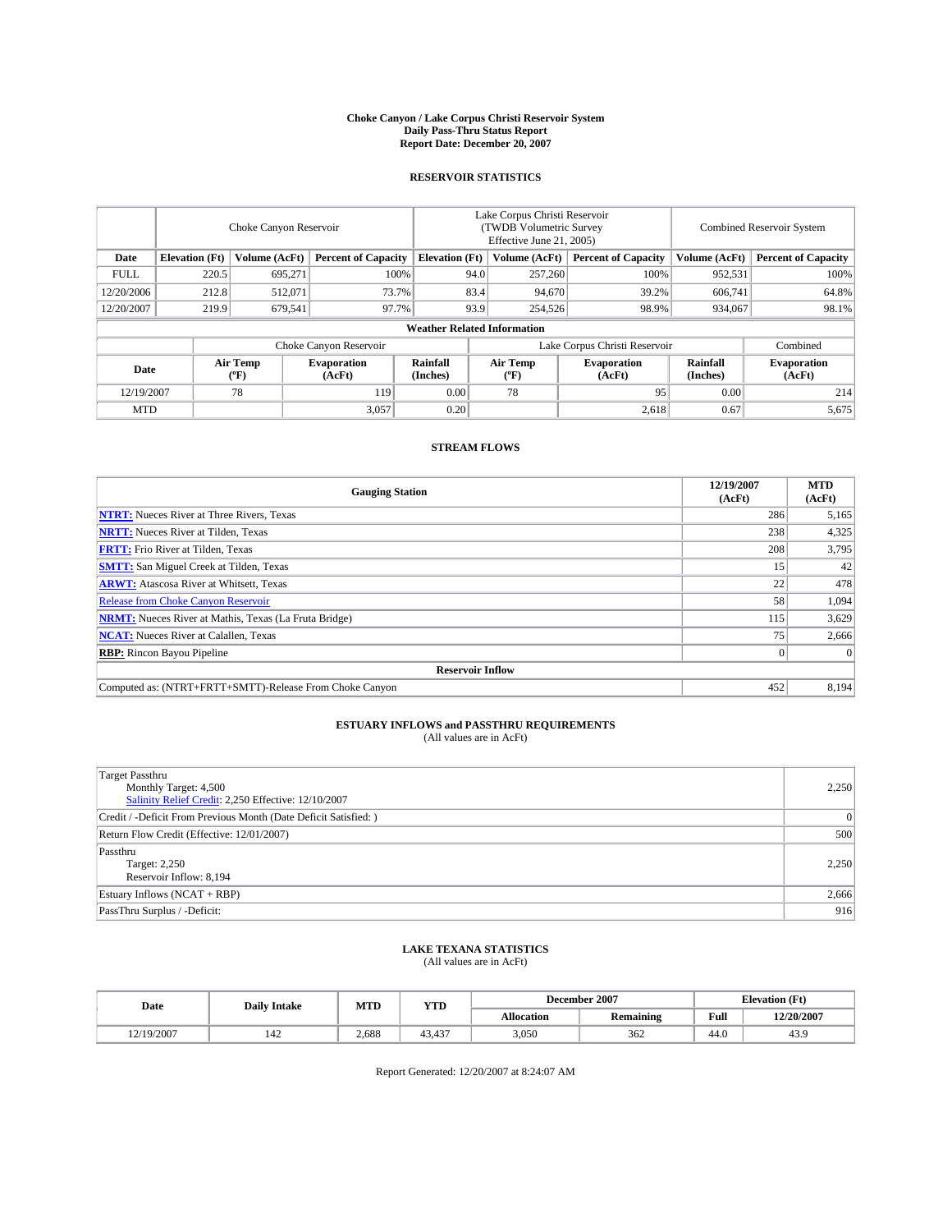# Choke Canyon / Lake Corpus Christi Reservoir System
## Daily Pass-Thru Status Report
### Report Date: December 20, 2007

## RESERVOIR STATISTICS

| | Choke Canyon Reservoir | | | Lake Corpus Christi Reservoir (TWDB Volumetric Survey Effective June 21, 2005) | | | Combined Reservoir System | |
|---|---|---|---|---|---|---|---|---|
| Date | Elevation (Ft) | Volume (AcFt) | Percent of Capacity | Elevation (Ft) | Volume (AcFt) | Percent of Capacity | Volume (AcFt) | Percent of Capacity |
| FULL | 220.5 | 695,271 | 100% | 94.0 | 257,260 | 100% | 952,531 | 100% |
| 12/20/2006 | 212.8 | 512,071 | 73.7% | 83.4 | 94,670 | 39.2% | 606,741 | 64.8% |
| 12/20/2007 | 219.9 | 679,541 | 97.7% | 93.9 | 254,526 | 98.9% | 934,067 | 98.1% |

**Weather Related Information**

| | Choke Canyon Reservoir | | | Lake Corpus Christi Reservoir | | | Combined |
|---|---|---|---|---|---|---|---|
| Date | Air Temp (ºF) | Evaporation (AcFt) | Rainfall (Inches) | Air Temp (ºF) | Evaporation (AcFt) | Rainfall (Inches) | Evaporation (AcFt) |
| 12/19/2007 | 78 | 119 | 0.00 | 78 | 95 | 0.00 | 214 |
| MTD | | 3,057 | 0.20 | | 2,618 | 0.67 | 5,675 |

## STREAM FLOWS

| Gauging Station | 12/19/2007 (AcFt) | MTD (AcFt) |
|---|---|---|
| **NTRT:** Nueces River at Three Rivers, Texas | 286 | 5,165 |
| **NRTT:** Nueces River at Tilden, Texas | 238 | 4,325 |
| **FRTT:** Frio River at Tilden, Texas | 208 | 3,795 |
| **SMTT:** San Miguel Creek at Tilden, Texas | 15 | 42 |
| **ARWT:** Atascosa River at Whitsett, Texas | 22 | 478 |
| Release from Choke Canyon Reservoir | 58 | 1,094 |
| **NRMT:** Nueces River at Mathis, Texas (La Fruta Bridge) | 115 | 3,629 |
| **NCAT:** Nueces River at Calallen, Texas | 75 | 2,666 |
| **RBP:** Rincon Bayou Pipeline | 0 | 0 |
| **Reservoir Inflow** | | |
| Computed as: (NTRT+FRTT+SMTT)-Release From Choke Canyon | 452 | 8,194 |

## ESTUARY INFLOWS and PASSTHRU REQUIREMENTS
(All values are in AcFt)

| | |
|---|---|
| Target Passthru<br>Monthly Target: 4,500<br>Salinity Relief Credit: 2,250 Effective: 12/10/2007 | 2,250 |
| Credit / -Deficit From Previous Month (Date Deficit Satisfied: ) | 0 |
| Return Flow Credit (Effective: 12/01/2007) | 500 |
| Passthru<br>Target: 2,250<br>Reservoir Inflow: 8,194 | 2,250 |
| Estuary Inflows (NCAT + RBP) | 2,666 |
| PassThru Surplus / -Deficit: | 916 |

## LAKE TEXANA STATISTICS
(All values are in AcFt)

| Date | Daily Intake | MTD | YTD | December 2007 | | Elevation (Ft) | |
|---|---|---|---|---|---|---|---|
| | | | | Allocation | Remaining | Full | 12/20/2007 |
| 12/19/2007 | 142 | 2,688 | 43,437 | 3,050 | 362 | 44.0 | 43.9 |

Report Generated: 12/20/2007 at 8:24:07 AM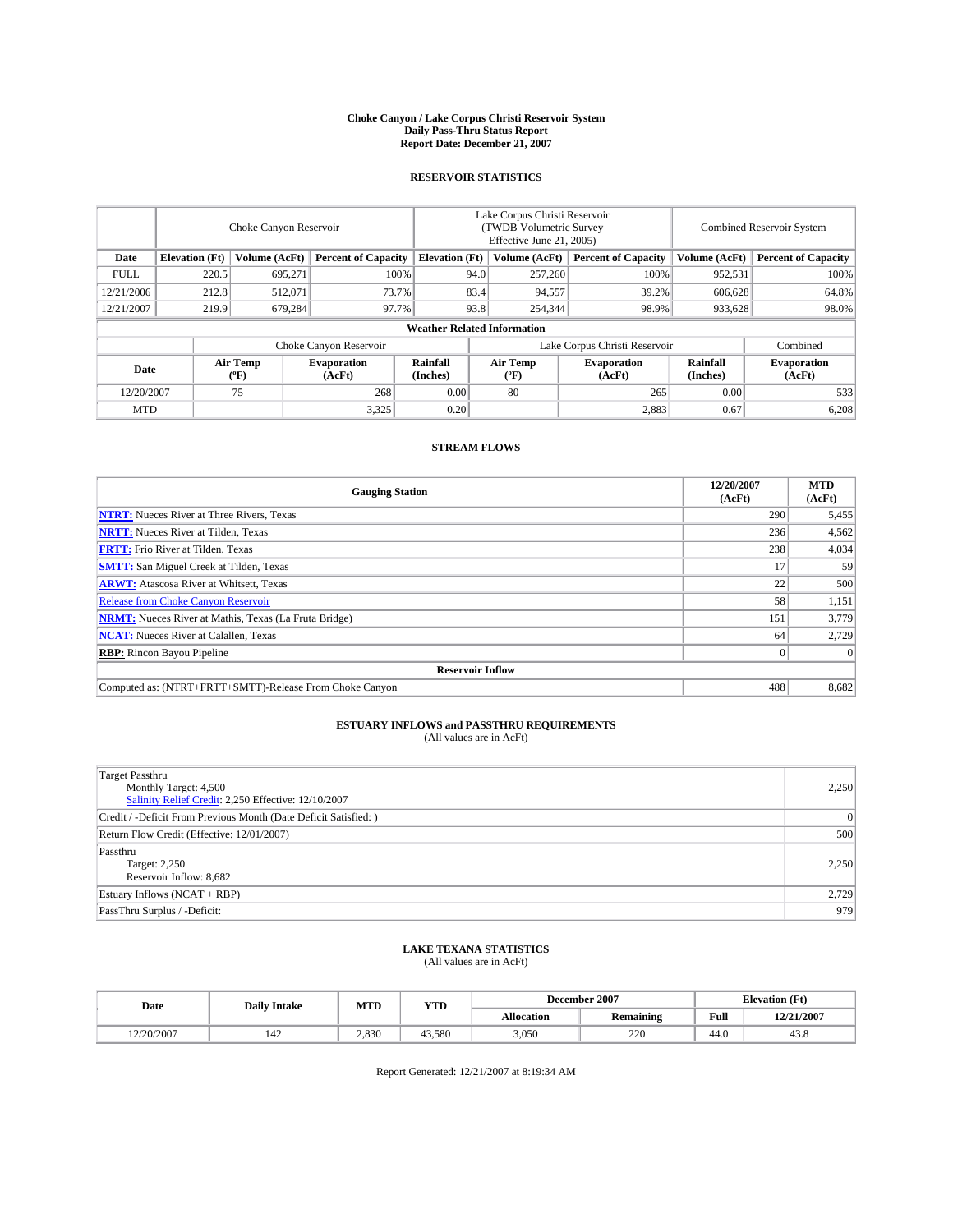# Choke Canyon / Lake Corpus Christi Reservoir System
## Daily Pass-Thru Status Report
### Report Date: December 21, 2007

## RESERVOIR STATISTICS

| | Choke Canyon Reservoir | | | Lake Corpus Christi Reservoir (TWDB Volumetric Survey Effective June 21, 2005) | | | Combined Reservoir System | |
|---|---|---|---|---|---|---|---|---|
| Date | Elevation (Ft) | Volume (AcFt) | Percent of Capacity | Elevation (Ft) | Volume (AcFt) | Percent of Capacity | Volume (AcFt) | Percent of Capacity |
| FULL | 220.5 | 695,271 | 100% | 94.0 | 257,260 | 100% | 952,531 | 100% |
| 12/21/2006 | 212.8 | 512,071 | 73.7% | 83.4 | 94,557 | 39.2% | 606,628 | 64.8% |
| 12/21/2007 | 219.9 | 679,284 | 97.7% | 93.8 | 254,344 | 98.9% | 933,628 | 98.0% |

### Weather Related Information

| | Choke Canyon Reservoir | | | Lake Corpus Christi Reservoir | | | Combined |
|---|---|---|---|---|---|---|---|
| Date | Air Temp (°F) | Evaporation (AcFt) | Rainfall (Inches) | Air Temp (°F) | Evaporation (AcFt) | Rainfall (Inches) | Evaporation (AcFt) |
| 12/20/2007 | 75 | 268 | 0.00 | 80 | 265 | 0.00 | 533 |
| MTD | | 3,325 | 0.20 | | 2,883 | 0.67 | 6,208 |

## STREAM FLOWS

| Gauging Station | 12/20/2007 (AcFt) | MTD (AcFt) |
|---|---|---|
| **NTRT:** Nueces River at Three Rivers, Texas | 290 | 5,455 |
| **NRTT:** Nueces River at Tilden, Texas | 236 | 4,562 |
| **FRTT:** Frio River at Tilden, Texas | 238 | 4,034 |
| **SMTT:** San Miguel Creek at Tilden, Texas | 17 | 59 |
| **ARWT:** Atascosa River at Whitsett, Texas | 22 | 500 |
| Release from Choke Canyon Reservoir | 58 | 1,151 |
| **NRMT:** Nueces River at Mathis, Texas (La Fruta Bridge) | 151 | 3,779 |
| **NCAT:** Nueces River at Calallen, Texas | 64 | 2,729 |
| **RBP:** Rincon Bayou Pipeline | 0 | 0 |
| **Reservoir Inflow** | | |
| Computed as: (NTRT+FRTT+SMTT)-Release From Choke Canyon | 488 | 8,682 |

## ESTUARY INFLOWS and PASSTHRU REQUIREMENTS
(All values are in AcFt)

| | |
|---|---|
| Target Passthru<br>Monthly Target: 4,500<br>Salinity Relief Credit: 2,250 Effective: 12/10/2007 | 2,250 |
| Credit / -Deficit From Previous Month (Date Deficit Satisfied: ) | 0 |
| Return Flow Credit (Effective: 12/01/2007) | 500 |
| Passthru<br>Target: 2,250<br>Reservoir Inflow: 8,682 | 2,250 |
| Estuary Inflows (NCAT + RBP) | 2,729 |
| PassThru Surplus / -Deficit: | 979 |

## LAKE TEXANA STATISTICS
(All values are in AcFt)

| Date | Daily Intake | MTD | YTD | December 2007 | | Elevation (Ft) | |
|---|---|---|---|---|---|---|---|
| | | | | Allocation | Remaining | Full | 12/21/2007 |
| 12/20/2007 | 142 | 2,830 | 43,580 | 3,050 | 220 | 44.0 | 43.8 |

Report Generated: 12/21/2007 at 8:19:34 AM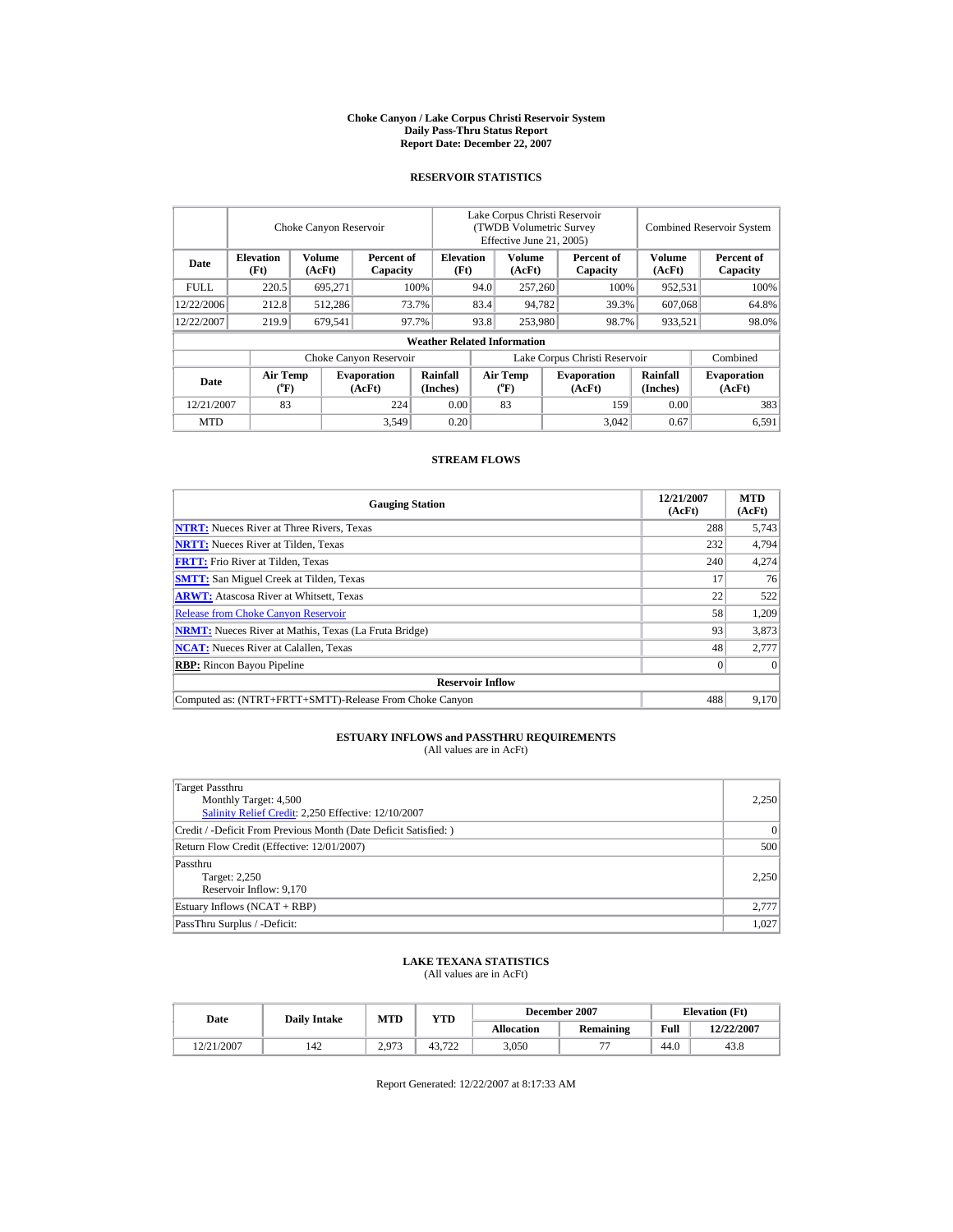# Choke Canyon / Lake Corpus Christi Reservoir System
## Daily Pass-Thru Status Report
### Report Date: December 22, 2007

## RESERVOIR STATISTICS

| Date | Choke Canyon Reservoir | | | Lake Corpus Christi Reservoir (TWDB Volumetric Survey Effective June 21, 2005) | | | Combined Reservoir System | |
|---|---|---|---|---|---|---|---|---|
| | Elevation (Ft) | Volume (AcFt) | Percent of Capacity | Elevation (Ft) | Volume (AcFt) | Percent of Capacity | Volume (AcFt) | Percent of Capacity |
| FULL | 220.5 | 695,271 | 100% | 94.0 | 257,260 | 100% | 952,531 | 100% |
| 12/22/2006 | 212.8 | 512,286 | 73.7% | 83.4 | 94,782 | 39.3% | 607,068 | 64.8% |
| 12/22/2007 | 219.9 | 679,541 | 97.7% | 93.8 | 253,980 | 98.7% | 933,521 | 98.0% |

**Weather Related Information**

| Date | Choke Canyon Reservoir | | | Lake Corpus Christi Reservoir | | | Combined |
|---|---|---|---|---|---|---|---|
| | Air Temp (°F) | Evaporation (AcFt) | Rainfall (Inches) | Air Temp (°F) | Evaporation (AcFt) | Rainfall (Inches) | Evaporation (AcFt) |
| 12/21/2007 | 83 | 224 | 0.00 | 83 | 159 | 0.00 | 383 |
| MTD | | 3,549 | 0.20 | | 3,042 | 0.67 | 6,591 |

## STREAM FLOWS

| Gauging Station | 12/21/2007 (AcFt) | MTD (AcFt) |
|---|---|---|
| **NTRT:** Nueces River at Three Rivers, Texas | 288 | 5,743 |
| **NRTT:** Nueces River at Tilden, Texas | 232 | 4,794 |
| **FRTT:** Frio River at Tilden, Texas | 240 | 4,274 |
| **SMTT:** San Miguel Creek at Tilden, Texas | 17 | 76 |
| **ARWT:** Atascosa River at Whitsett, Texas | 22 | 522 |
| Release from Choke Canyon Reservoir | 58 | 1,209 |
| **NRMT:** Nueces River at Mathis, Texas (La Fruta Bridge) | 93 | 3,873 |
| **NCAT:** Nueces River at Calallen, Texas | 48 | 2,777 |
| **RBP:** Rincon Bayou Pipeline | 0 | 0 |
| **Reservoir Inflow** | | |
| Computed as: (NTRT+FRTT+SMTT)-Release From Choke Canyon | 488 | 9,170 |

## ESTUARY INFLOWS and PASSTHRU REQUIREMENTS
(All values are in AcFt)

| Item | Value |
|---|---|
| Target Passthru<br>Monthly Target: 4,500<br>Salinity Relief Credit: 2,250 Effective: 12/10/2007 | 2,250 |
| Credit / -Deficit From Previous Month (Date Deficit Satisfied: ) | 0 |
| Return Flow Credit (Effective: 12/01/2007) | 500 |
| Passthru<br>Target: 2,250<br>Reservoir Inflow: 9,170 | 2,250 |
| Estuary Inflows (NCAT + RBP) | 2,777 |
| PassThru Surplus / -Deficit: | 1,027 |

## LAKE TEXANA STATISTICS
(All values are in AcFt)

| Date | Daily Intake | MTD | YTD | December 2007 | | Elevation (Ft) | |
|---|---|---|---|---|---|---|---|
| | | | | Allocation | Remaining | Full | 12/22/2007 |
| 12/21/2007 | 142 | 2,973 | 43,722 | 3,050 | 77 | 44.0 | 43.8 |

Report Generated: 12/22/2007 at 8:17:33 AM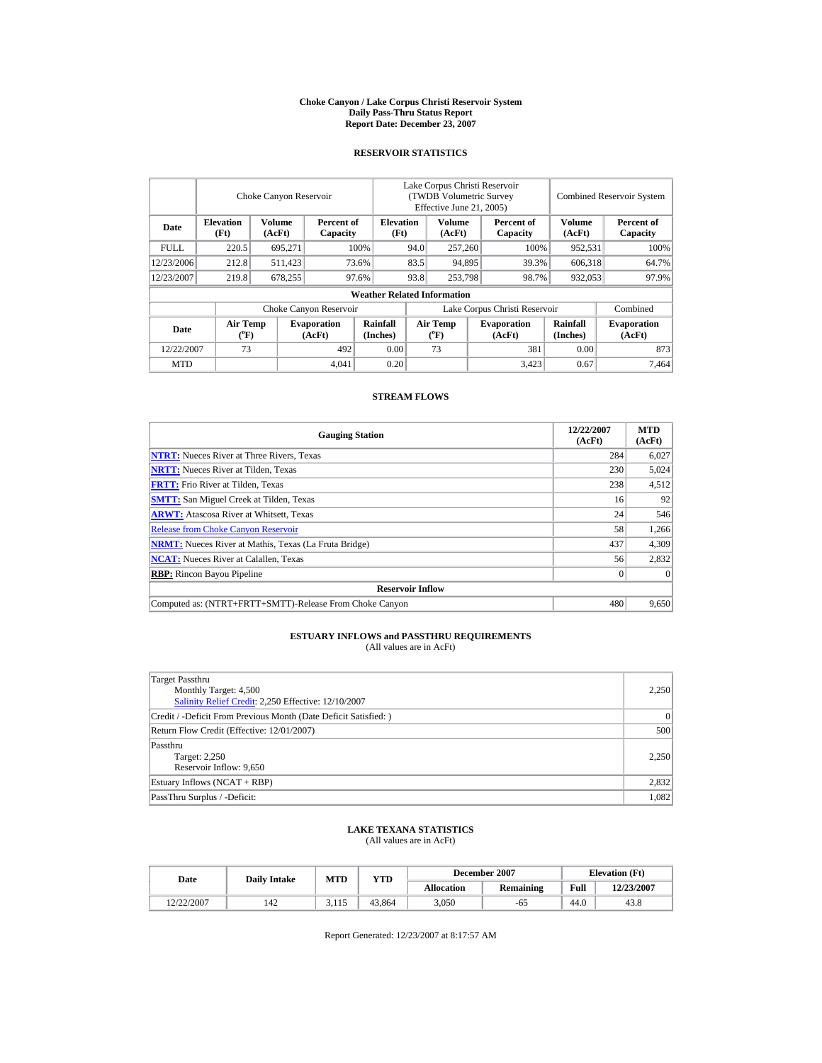# Choke Canyon / Lake Corpus Christi Reservoir System
## Daily Pass-Thru Status Report
### Report Date: December 23, 2007

## RESERVOIR STATISTICS

| Date | Choke Canyon Reservoir | | | Lake Corpus Christi Reservoir (TWDB Volumetric Survey Effective June 21, 2005) | | | Combined Reservoir System | |
|---|---|---|---|---|---|---|---|---|
| | Elevation (Ft) | Volume (AcFt) | Percent of Capacity | Elevation (Ft) | Volume (AcFt) | Percent of Capacity | Volume (AcFt) | Percent of Capacity |
| FULL | 220.5 | 695,271 | 100% | 94.0 | 257,260 | 100% | 952,531 | 100% |
| 12/23/2006 | 212.8 | 511,423 | 73.6% | 83.5 | 94,895 | 39.3% | 606,318 | 64.7% |
| 12/23/2007 | 219.8 | 678,255 | 97.6% | 93.8 | 253,798 | 98.7% | 932,053 | 97.9% |

**Weather Related Information**

| Date | Choke Canyon Reservoir | | | Lake Corpus Christi Reservoir | | | Combined |
|---|---|---|---|---|---|---|---|
| | Air Temp (°F) | Evaporation (AcFt) | Rainfall (Inches) | Air Temp (°F) | Evaporation (AcFt) | Rainfall (Inches) | Evaporation (AcFt) |
| 12/22/2007 | 73 | 492 | 0.00 | 73 | 381 | 0.00 | 873 |
| MTD | | 4,041 | 0.20 | | 3,423 | 0.67 | 7,464 |

## STREAM FLOWS

| Gauging Station | 12/22/2007 (AcFt) | MTD (AcFt) |
|---|---|---|
| **NTRT:** Nueces River at Three Rivers, Texas | 284 | 6,027 |
| **NRTT:** Nueces River at Tilden, Texas | 230 | 5,024 |
| **FRTT:** Frio River at Tilden, Texas | 238 | 4,512 |
| **SMTT:** San Miguel Creek at Tilden, Texas | 16 | 92 |
| **ARWT:** Atascosa River at Whitsett, Texas | 24 | 546 |
| Release from Choke Canyon Reservoir | 58 | 1,266 |
| **NRMT:** Nueces River at Mathis, Texas (La Fruta Bridge) | 437 | 4,309 |
| **NCAT:** Nueces River at Calallen, Texas | 56 | 2,832 |
| **RBP:** Rincon Bayou Pipeline | 0 | 0 |
| **Reservoir Inflow** | | |
| Computed as: (NTRT+FRTT+SMTT)-Release From Choke Canyon | 480 | 9,650 |

## ESTUARY INFLOWS and PASSTHRU REQUIREMENTS
(All values are in AcFt)

| | |
|---|---|
| Target Passthru<br>Monthly Target: 4,500<br>Salinity Relief Credit: 2,250 Effective: 12/10/2007 | 2,250 |
| Credit / -Deficit From Previous Month (Date Deficit Satisfied: ) | 0 |
| Return Flow Credit (Effective: 12/01/2007) | 500 |
| Passthru<br>Target: 2,250<br>Reservoir Inflow: 9,650 | 2,250 |
| Estuary Inflows (NCAT + RBP) | 2,832 |
| PassThru Surplus / -Deficit: | 1,082 |

## LAKE TEXANA STATISTICS
(All values are in AcFt)

| Date | Daily Intake | MTD | YTD | December 2007 | | Elevation (Ft) | |
|---|---|---|---|---|---|---|---|
| | | | | Allocation | Remaining | Full | 12/23/2007 |
| 12/22/2007 | 142 | 3,115 | 43,864 | 3,050 | -65 | 44.0 | 43.8 |

Report Generated: 12/23/2007 at 8:17:57 AM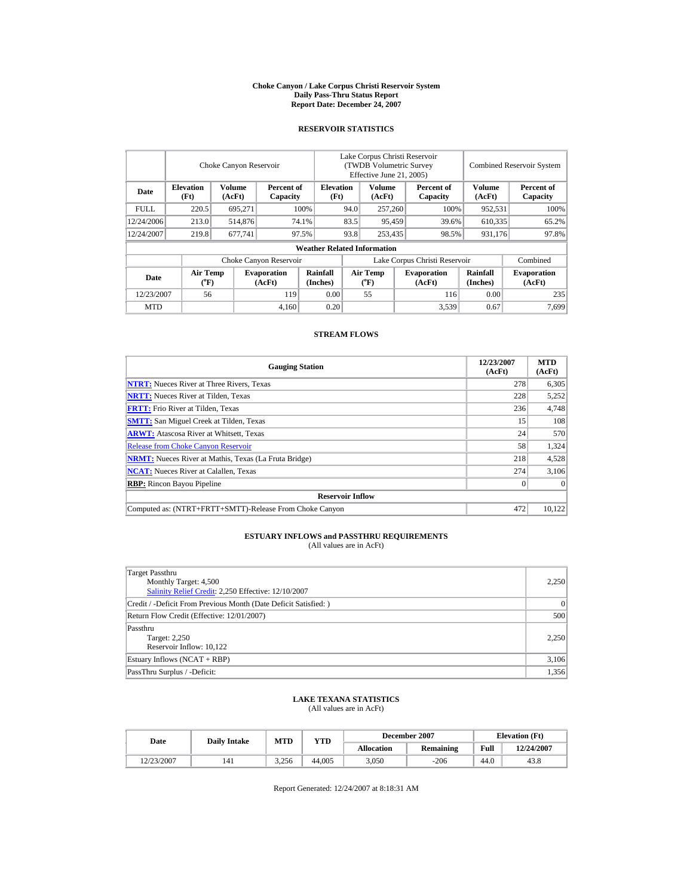# Choke Canyon / Lake Corpus Christi Reservoir System
## Daily Pass-Thru Status Report
### Report Date: December 24, 2007

## RESERVOIR STATISTICS

| | Choke Canyon Reservoir | | | Lake Corpus Christi Reservoir (TWDB Volumetric Survey Effective June 21, 2005) | | | Combined Reservoir System | |
|---|---|---|---|---|---|---|---|---|
| Date | Elevation (Ft) | Volume (AcFt) | Percent of Capacity | Elevation (Ft) | Volume (AcFt) | Percent of Capacity | Volume (AcFt) | Percent of Capacity |
| FULL | 220.5 | 695,271 | 100% | 94.0 | 257,260 | 100% | 952,531 | 100% |
| 12/24/2006 | 213.0 | 514,876 | 74.1% | 83.5 | 95,459 | 39.6% | 610,335 | 65.2% |
| 12/24/2007 | 219.8 | 677,741 | 97.5% | 93.8 | 253,435 | 98.5% | 931,176 | 97.8% |

**Weather Related Information**

| | Choke Canyon Reservoir | | | Lake Corpus Christi Reservoir | | | Combined |
|---|---|---|---|---|---|---|---|
| Date | Air Temp (°F) | Evaporation (AcFt) | Rainfall (Inches) | Air Temp (°F) | Evaporation (AcFt) | Rainfall (Inches) | Evaporation (AcFt) |
| 12/23/2007 | 56 | 119 | 0.00 | 55 | 116 | 0.00 | 235 |
| MTD | | 4,160 | 0.20 | | 3,539 | 0.67 | 7,699 |

## STREAM FLOWS

| Gauging Station | 12/23/2007 (AcFt) | MTD (AcFt) |
|---|---|---|
| **NTRT:** Nueces River at Three Rivers, Texas | 278 | 6,305 |
| **NRTT:** Nueces River at Tilden, Texas | 228 | 5,252 |
| **FRTT:** Frio River at Tilden, Texas | 236 | 4,748 |
| **SMTT:** San Miguel Creek at Tilden, Texas | 15 | 108 |
| **ARWT:** Atascosa River at Whitsett, Texas | 24 | 570 |
| Release from Choke Canyon Reservoir | 58 | 1,324 |
| **NRMT:** Nueces River at Mathis, Texas (La Fruta Bridge) | 218 | 4,528 |
| **NCAT:** Nueces River at Calallen, Texas | 274 | 3,106 |
| **RBP:** Rincon Bayou Pipeline | 0 | 0 |
| **Reservoir Inflow** | | |
| Computed as: (NTRT+FRTT+SMTT)-Release From Choke Canyon | 472 | 10,122 |

## ESTUARY INFLOWS and PASSTHRU REQUIREMENTS
(All values are in AcFt)

| | |
|---|---|
| Target Passthru<br>Monthly Target: 4,500<br>Salinity Relief Credit: 2,250 Effective: 12/10/2007 | 2,250 |
| Credit / -Deficit From Previous Month (Date Deficit Satisfied: ) | 0 |
| Return Flow Credit (Effective: 12/01/2007) | 500 |
| Passthru<br>Target: 2,250<br>Reservoir Inflow: 10,122 | 2,250 |
| Estuary Inflows (NCAT + RBP) | 3,106 |
| PassThru Surplus / -Deficit: | 1,356 |

## LAKE TEXANA STATISTICS
(All values are in AcFt)

| Date | Daily Intake | MTD | YTD | December 2007 | | Elevation (Ft) | |
|---|---|---|---|---|---|---|---|
| | | | | Allocation | Remaining | Full | 12/24/2007 |
| 12/23/2007 | 141 | 3,256 | 44,005 | 3,050 | -206 | 44.0 | 43.8 |

Report Generated: 12/24/2007 at 8:18:31 AM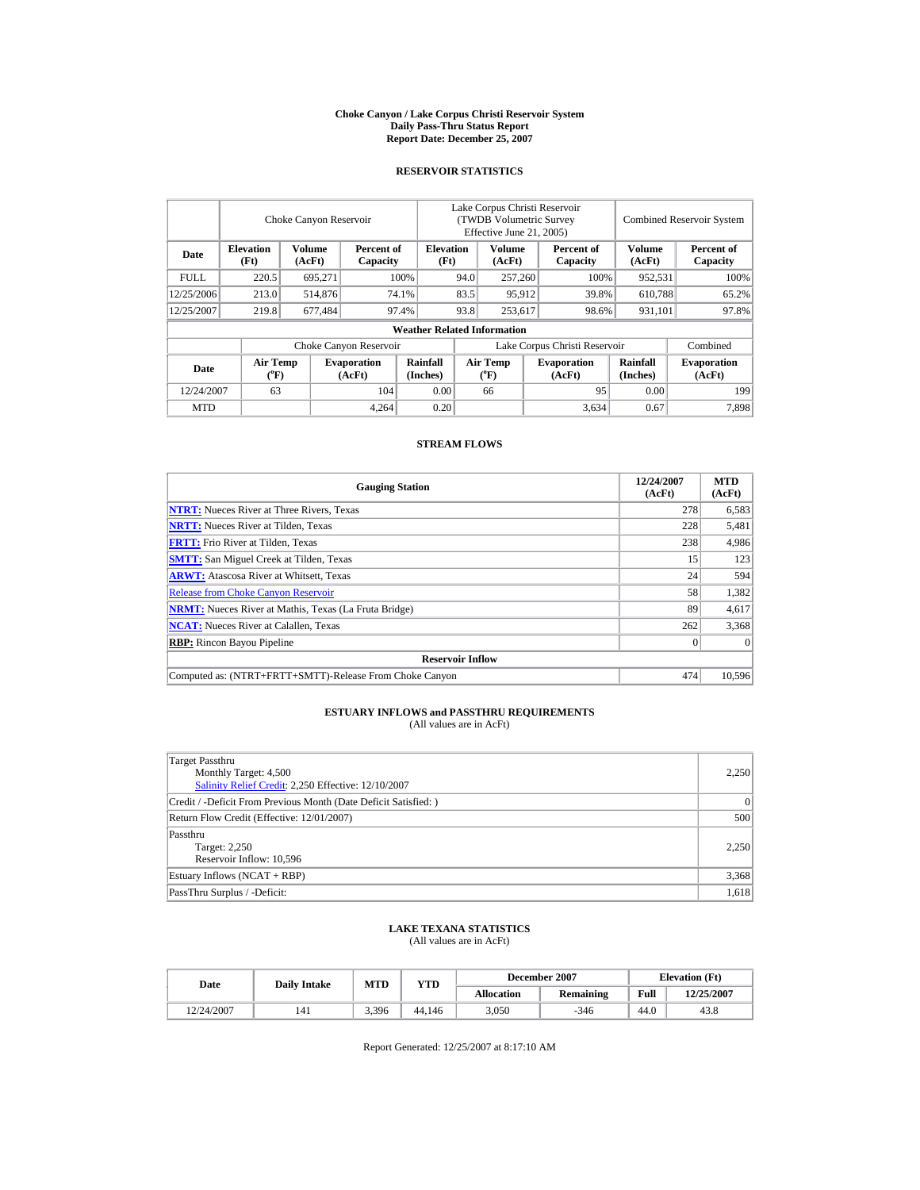**Choke Canyon / Lake Corpus Christi Reservoir System**
**Daily Pass-Thru Status Report**
**Report Date: December 25, 2007**

## RESERVOIR STATISTICS

| Date | Choke Canyon Reservoir | | | Lake Corpus Christi Reservoir (TWDB Volumetric Survey Effective June 21, 2005) | | | Combined Reservoir System | |
|---|---|---|---|---|---|---|---|---|
| | Elevation (Ft) | Volume (AcFt) | Percent of Capacity | Elevation (Ft) | Volume (AcFt) | Percent of Capacity | Volume (AcFt) | Percent of Capacity |
| FULL | 220.5 | 695,271 | 100% | 94.0 | 257,260 | 100% | 952,531 | 100% |
| 12/25/2006 | 213.0 | 514,876 | 74.1% | 83.5 | 95,912 | 39.8% | 610,788 | 65.2% |
| 12/25/2007 | 219.8 | 677,484 | 97.4% | 93.8 | 253,617 | 98.6% | 931,101 | 97.8% |

**Weather Related Information**

| Date | Choke Canyon Reservoir | | | Lake Corpus Christi Reservoir | | | Combined |
|---|---|---|---|---|---|---|---|
| | Air Temp (°F) | Evaporation (AcFt) | Rainfall (Inches) | Air Temp (°F) | Evaporation (AcFt) | Rainfall (Inches) | Evaporation (AcFt) |
| 12/24/2007 | 63 | 104 | 0.00 | 66 | 95 | 0.00 | 199 |
| MTD | | 4,264 | 0.20 | | 3,634 | 0.67 | 7,898 |

## STREAM FLOWS

| Gauging Station | 12/24/2007 (AcFt) | MTD (AcFt) |
|---|---|---|
| **NTRT:** Nueces River at Three Rivers, Texas | 278 | 6,583 |
| **NRTT:** Nueces River at Tilden, Texas | 228 | 5,481 |
| **FRTT:** Frio River at Tilden, Texas | 238 | 4,986 |
| **SMTT:** San Miguel Creek at Tilden, Texas | 15 | 123 |
| **ARWT:** Atascosa River at Whitsett, Texas | 24 | 594 |
| Release from Choke Canyon Reservoir | 58 | 1,382 |
| **NRMT:** Nueces River at Mathis, Texas (La Fruta Bridge) | 89 | 4,617 |
| **NCAT:** Nueces River at Calallen, Texas | 262 | 3,368 |
| **RBP:** Rincon Bayou Pipeline | 0 | 0 |
| **Reservoir Inflow** | | |
| Computed as: (NTRT+FRTT+SMTT)-Release From Choke Canyon | 474 | 10,596 |

## ESTUARY INFLOWS and PASSTHRU REQUIREMENTS
(All values are in AcFt)

| | |
|---|---|
| Target Passthru<br>Monthly Target: 4,500<br>Salinity Relief Credit: 2,250 Effective: 12/10/2007 | 2,250 |
| Credit / -Deficit From Previous Month (Date Deficit Satisfied: ) | 0 |
| Return Flow Credit (Effective: 12/01/2007) | 500 |
| Passthru<br>Target: 2,250<br>Reservoir Inflow: 10,596 | 2,250 |
| Estuary Inflows (NCAT + RBP) | 3,368 |
| PassThru Surplus / -Deficit: | 1,618 |

## LAKE TEXANA STATISTICS
(All values are in AcFt)

| Date | Daily Intake | MTD | YTD | December 2007 | | Elevation (Ft) | |
|---|---|---|---|---|---|---|---|
| | | | | Allocation | Remaining | Full | 12/25/2007 |
| 12/24/2007 | 141 | 3,396 | 44,146 | 3,050 | -346 | 44.0 | 43.8 |

Report Generated: 12/25/2007 at 8:17:10 AM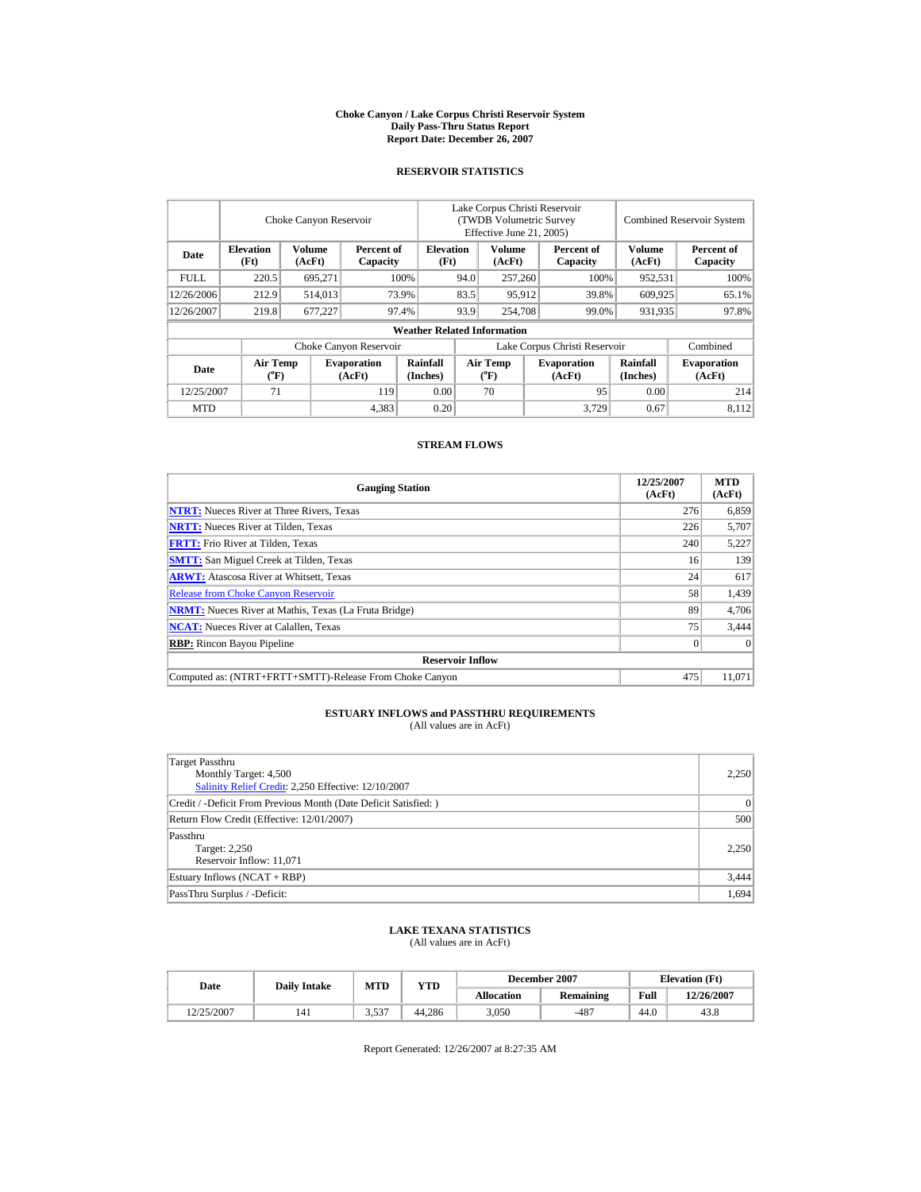# Choke Canyon / Lake Corpus Christi Reservoir System
## Daily Pass-Thru Status Report
## Report Date: December 26, 2007

### RESERVOIR STATISTICS

| | Choke Canyon Reservoir | | | Lake Corpus Christi Reservoir (TWDB Volumetric Survey Effective June 21, 2005) | | | Combined Reservoir System | |
|---|---|---|---|---|---|---|---|---|
| Date | Elevation (Ft) | Volume (AcFt) | Percent of Capacity | Elevation (Ft) | Volume (AcFt) | Percent of Capacity | Volume (AcFt) | Percent of Capacity |
| FULL | 220.5 | 695,271 | 100% | 94.0 | 257,260 | 100% | 952,531 | 100% |
| 12/26/2006 | 212.9 | 514,013 | 73.9% | 83.5 | 95,912 | 39.8% | 609,925 | 65.1% |
| 12/26/2007 | 219.8 | 677,227 | 97.4% | 93.9 | 254,708 | 99.0% | 931,935 | 97.8% |

**Weather Related Information**

| | Choke Canyon Reservoir | | | Lake Corpus Christi Reservoir | | | Combined |
|---|---|---|---|---|---|---|---|
| Date | Air Temp (°F) | Evaporation (AcFt) | Rainfall (Inches) | Air Temp (°F) | Evaporation (AcFt) | Rainfall (Inches) | Evaporation (AcFt) |
| 12/25/2007 | 71 | 119 | 0.00 | 70 | 95 | 0.00 | 214 |
| MTD | | 4,383 | 0.20 | | 3,729 | 0.67 | 8,112 |

### STREAM FLOWS

| Gauging Station | 12/25/2007 (AcFt) | MTD (AcFt) |
|---|---|---|
| **NTRT:** Nueces River at Three Rivers, Texas | 276 | 6,859 |
| **NRTT:** Nueces River at Tilden, Texas | 226 | 5,707 |
| **FRTT:** Frio River at Tilden, Texas | 240 | 5,227 |
| **SMTT:** San Miguel Creek at Tilden, Texas | 16 | 139 |
| **ARWT:** Atascosa River at Whitsett, Texas | 24 | 617 |
| Release from Choke Canyon Reservoir | 58 | 1,439 |
| **NRMT:** Nueces River at Mathis, Texas (La Fruta Bridge) | 89 | 4,706 |
| **NCAT:** Nueces River at Calallen, Texas | 75 | 3,444 |
| **RBP:** Rincon Bayou Pipeline | 0 | 0 |
| **Reservoir Inflow** | | |
| Computed as: (NTRT+FRTT+SMTT)-Release From Choke Canyon | 475 | 11,071 |

### ESTUARY INFLOWS and PASSTHRU REQUIREMENTS
(All values are in AcFt)

| | |
|---|---|
| Target Passthru<br>Monthly Target: 4,500<br>Salinity Relief Credit: 2,250 Effective: 12/10/2007 | 2,250 |
| Credit / -Deficit From Previous Month (Date Deficit Satisfied: ) | 0 |
| Return Flow Credit (Effective: 12/01/2007) | 500 |
| Passthru<br>Target: 2,250<br>Reservoir Inflow: 11,071 | 2,250 |
| Estuary Inflows (NCAT + RBP) | 3,444 |
| PassThru Surplus / -Deficit: | 1,694 |

### LAKE TEXANA STATISTICS
(All values are in AcFt)

| Date | Daily Intake | MTD | YTD | December 2007 | | Elevation (Ft) | |
|---|---|---|---|---|---|---|---|
| | | | | Allocation | Remaining | Full | 12/26/2007 |
| 12/25/2007 | 141 | 3,537 | 44,286 | 3,050 | -487 | 44.0 | 43.8 |

Report Generated: 12/26/2007 at 8:27:35 AM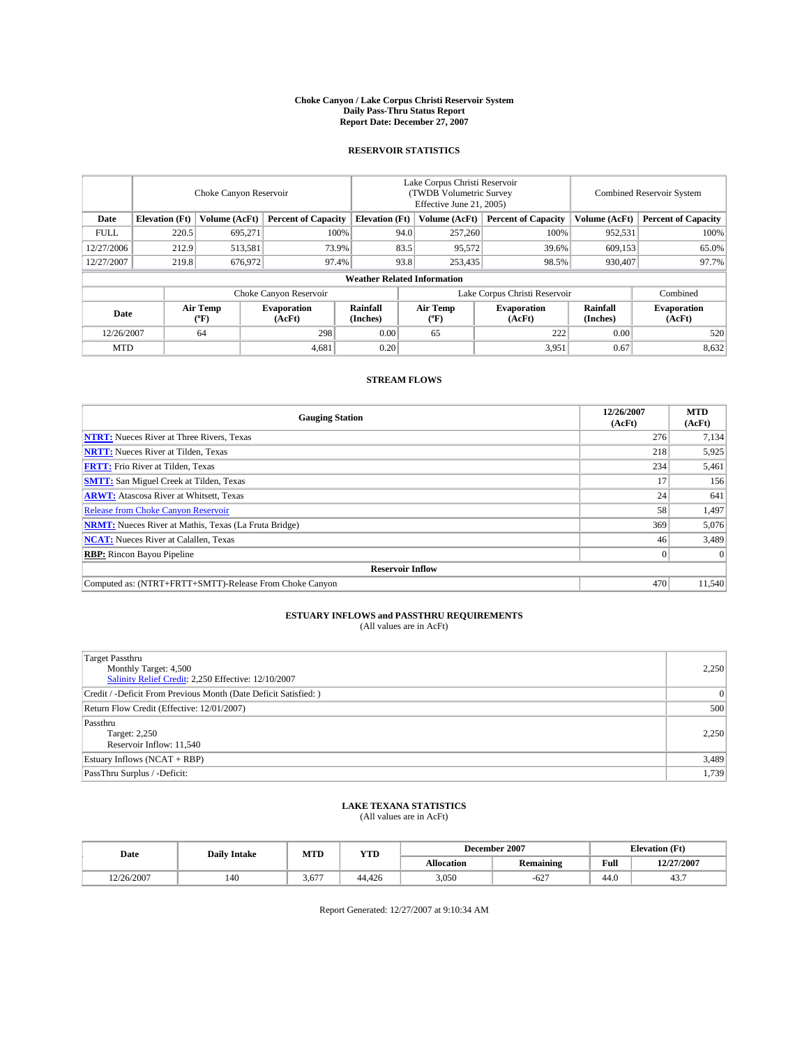# Choke Canyon / Lake Corpus Christi Reservoir System
## Daily Pass-Thru Status Report
## Report Date: December 27, 2007

### RESERVOIR STATISTICS

| | Choke Canyon Reservoir | | | Lake Corpus Christi Reservoir (TWDB Volumetric Survey Effective June 21, 2005) | | | Combined Reservoir System | |
|---|---|---|---|---|---|---|---|---|
| Date | Elevation (Ft) | Volume (AcFt) | Percent of Capacity | Elevation (Ft) | Volume (AcFt) | Percent of Capacity | Volume (AcFt) | Percent of Capacity |
| FULL | 220.5 | 695,271 | 100% | 94.0 | 257,260 | 100% | 952,531 | 100% |
| 12/27/2006 | 212.9 | 513,581 | 73.9% | 83.5 | 95,572 | 39.6% | 609,153 | 65.0% |
| 12/27/2007 | 219.8 | 676,972 | 97.4% | 93.8 | 253,435 | 98.5% | 930,407 | 97.7% |

**Weather Related Information**

| | Choke Canyon Reservoir | | | Lake Corpus Christi Reservoir | | | Combined |
|---|---|---|---|---|---|---|---|
| Date | Air Temp (°F) | Evaporation (AcFt) | Rainfall (Inches) | Air Temp (°F) | Evaporation (AcFt) | Rainfall (Inches) | Evaporation (AcFt) |
| 12/26/2007 | 64 | 298 | 0.00 | 65 | 222 | 0.00 | 520 |
| MTD | | 4,681 | 0.20 | | 3,951 | 0.67 | 8,632 |

### STREAM FLOWS

| Gauging Station | 12/26/2007 (AcFt) | MTD (AcFt) |
|---|---|---|
| **NTRT:** Nueces River at Three Rivers, Texas | 276 | 7,134 |
| **NRTT:** Nueces River at Tilden, Texas | 218 | 5,925 |
| **FRTT:** Frio River at Tilden, Texas | 234 | 5,461 |
| **SMTT:** San Miguel Creek at Tilden, Texas | 17 | 156 |
| **ARWT:** Atascosa River at Whitsett, Texas | 24 | 641 |
| Release from Choke Canyon Reservoir | 58 | 1,497 |
| **NRMT:** Nueces River at Mathis, Texas (La Fruta Bridge) | 369 | 5,076 |
| **NCAT:** Nueces River at Calallen, Texas | 46 | 3,489 |
| **RBP:** Rincon Bayou Pipeline | 0 | 0 |
| **Reservoir Inflow** | | |
| Computed as: (NTRT+FRTT+SMTT)-Release From Choke Canyon | 470 | 11,540 |

### ESTUARY INFLOWS and PASSTHRU REQUIREMENTS
(All values are in AcFt)

| | |
|---|---|
| Target Passthru<br>Monthly Target: 4,500<br>Salinity Relief Credit: 2,250 Effective: 12/10/2007 | 2,250 |
| Credit / -Deficit From Previous Month (Date Deficit Satisfied: ) | 0 |
| Return Flow Credit (Effective: 12/01/2007) | 500 |
| Passthru<br>Target: 2,250<br>Reservoir Inflow: 11,540 | 2,250 |
| Estuary Inflows (NCAT + RBP) | 3,489 |
| PassThru Surplus / -Deficit: | 1,739 |

### LAKE TEXANA STATISTICS
(All values are in AcFt)

| Date | Daily Intake | MTD | YTD | December 2007 | | Elevation (Ft) | |
|---|---|---|---|---|---|---|---|
| | | | | Allocation | Remaining | Full | 12/27/2007 |
| 12/26/2007 | 140 | 3,677 | 44,426 | 3,050 | -627 | 44.0 | 43.7 |

Report Generated: 12/27/2007 at 9:10:34 AM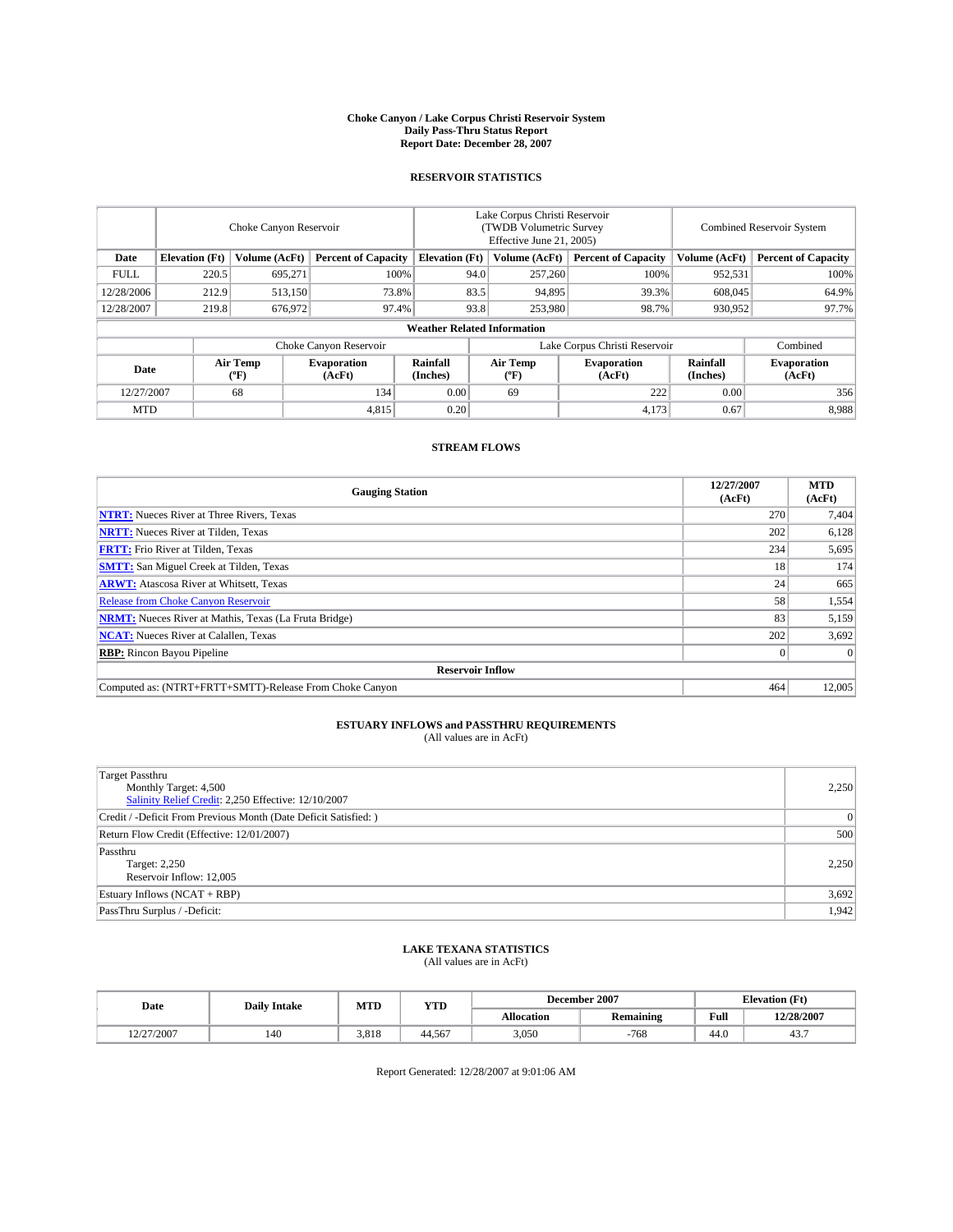# Choke Canyon / Lake Corpus Christi Reservoir System
## Daily Pass-Thru Status Report
### Report Date: December 28, 2007

## RESERVOIR STATISTICS

| | Choke Canyon Reservoir | | | Lake Corpus Christi Reservoir (TWDB Volumetric Survey Effective June 21, 2005) | | | Combined Reservoir System | |
|---|---|---|---|---|---|---|---|---|
| Date | Elevation (Ft) | Volume (AcFt) | Percent of Capacity | Elevation (Ft) | Volume (AcFt) | Percent of Capacity | Volume (AcFt) | Percent of Capacity |
| FULL | 220.5 | 695,271 | 100% | 94.0 | 257,260 | 100% | 952,531 | 100% |
| 12/28/2006 | 212.9 | 513,150 | 73.8% | 83.5 | 94,895 | 39.3% | 608,045 | 64.9% |
| 12/28/2007 | 219.8 | 676,972 | 97.4% | 93.8 | 253,980 | 98.7% | 930,952 | 97.7% |

**Weather Related Information**

| | Choke Canyon Reservoir | | | Lake Corpus Christi Reservoir | | | Combined |
|---|---|---|---|---|---|---|---|
| Date | Air Temp (°F) | Evaporation (AcFt) | Rainfall (Inches) | Air Temp (°F) | Evaporation (AcFt) | Rainfall (Inches) | Evaporation (AcFt) |
| 12/27/2007 | 68 | 134 | 0.00 | 69 | 222 | 0.00 | 356 |
| MTD | | 4,815 | 0.20 | | 4,173 | 0.67 | 8,988 |

## STREAM FLOWS

| Gauging Station | 12/27/2007 (AcFt) | MTD (AcFt) |
|---|---|---|
| **NTRT:** Nueces River at Three Rivers, Texas | 270 | 7,404 |
| **NRTT:** Nueces River at Tilden, Texas | 202 | 6,128 |
| **FRTT:** Frio River at Tilden, Texas | 234 | 5,695 |
| **SMTT:** San Miguel Creek at Tilden, Texas | 18 | 174 |
| **ARWT:** Atascosa River at Whitsett, Texas | 24 | 665 |
| Release from Choke Canyon Reservoir | 58 | 1,554 |
| **NRMT:** Nueces River at Mathis, Texas (La Fruta Bridge) | 83 | 5,159 |
| **NCAT:** Nueces River at Calallen, Texas | 202 | 3,692 |
| **RBP:** Rincon Bayou Pipeline | 0 | 0 |
| **Reservoir Inflow** | | |
| Computed as: (NTRT+FRTT+SMTT)-Release From Choke Canyon | 464 | 12,005 |

## ESTUARY INFLOWS and PASSTHRU REQUIREMENTS
(All values are in AcFt)

| | |
|---|---|
| Target Passthru<br>Monthly Target: 4,500<br>Salinity Relief Credit: 2,250 Effective: 12/10/2007 | 2,250 |
| Credit / -Deficit From Previous Month (Date Deficit Satisfied: ) | 0 |
| Return Flow Credit (Effective: 12/01/2007) | 500 |
| Passthru<br>Target: 2,250<br>Reservoir Inflow: 12,005 | 2,250 |
| Estuary Inflows (NCAT + RBP) | 3,692 |
| PassThru Surplus / -Deficit: | 1,942 |

## LAKE TEXANA STATISTICS
(All values are in AcFt)

| Date | Daily Intake | MTD | YTD | December 2007 | | Elevation (Ft) | |
|---|---|---|---|---|---|---|---|
| | | | | Allocation | Remaining | Full | 12/28/2007 |
| 12/27/2007 | 140 | 3,818 | 44,567 | 3,050 | -768 | 44.0 | 43.7 |

Report Generated: 12/28/2007 at 9:01:06 AM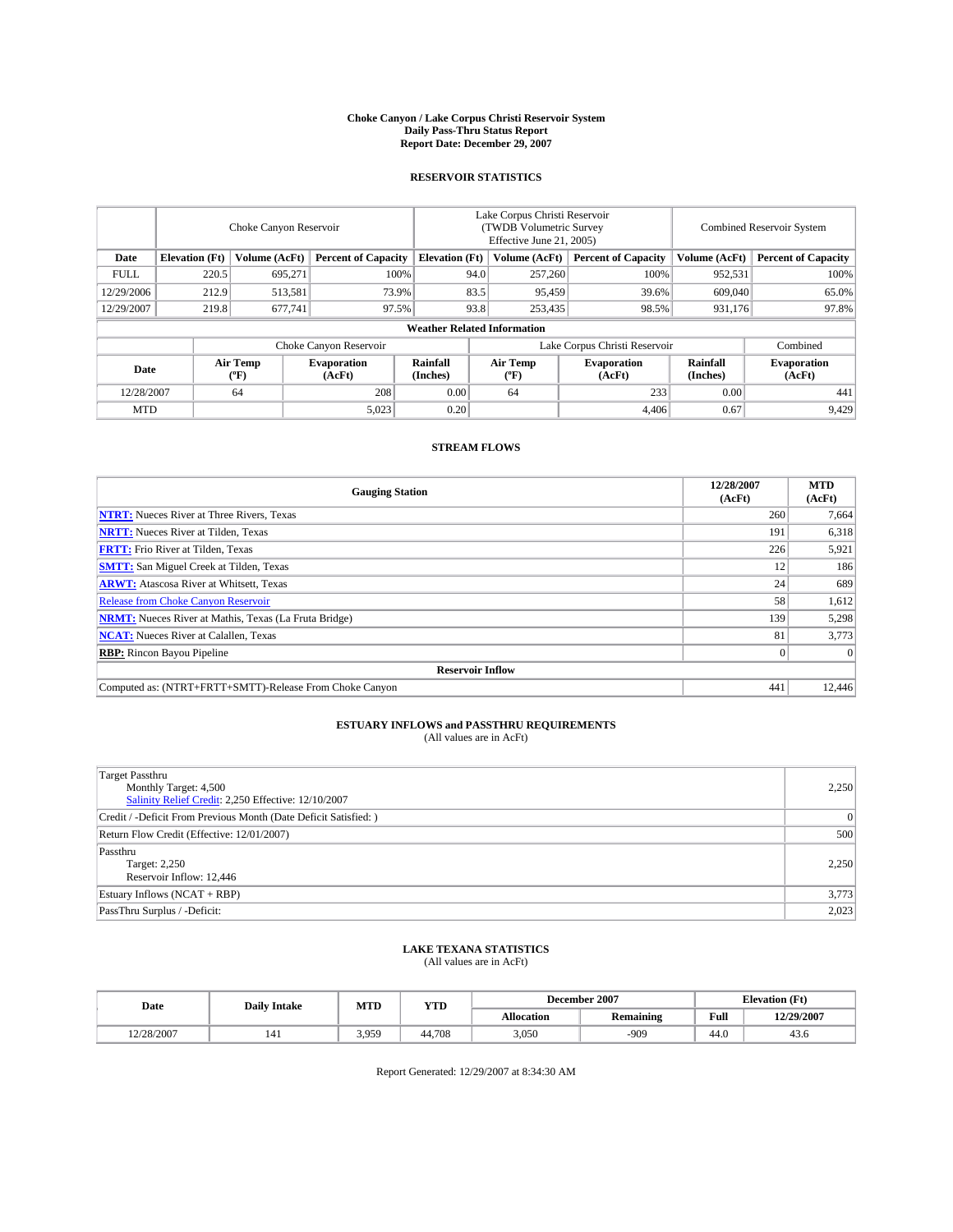# Choke Canyon / Lake Corpus Christi Reservoir System
## Daily Pass-Thru Status Report
## Report Date: December 29, 2007

### RESERVOIR STATISTICS

| | Choke Canyon Reservoir | | | Lake Corpus Christi Reservoir (TWDB Volumetric Survey Effective June 21, 2005) | | | Combined Reservoir System | |
|---|---|---|---|---|---|---|---|---|
| Date | Elevation (Ft) | Volume (AcFt) | Percent of Capacity | Elevation (Ft) | Volume (AcFt) | Percent of Capacity | Volume (AcFt) | Percent of Capacity |
| FULL | 220.5 | 695,271 | 100% | 94.0 | 257,260 | 100% | 952,531 | 100% |
| 12/29/2006 | 212.9 | 513,581 | 73.9% | 83.5 | 95,459 | 39.6% | 609,040 | 65.0% |
| 12/29/2007 | 219.8 | 677,741 | 97.5% | 93.8 | 253,435 | 98.5% | 931,176 | 97.8% |

**Weather Related Information**

| | Choke Canyon Reservoir | | | Lake Corpus Christi Reservoir | | | Combined |
|---|---|---|---|---|---|---|---|
| Date | Air Temp (°F) | Evaporation (AcFt) | Rainfall (Inches) | Air Temp (°F) | Evaporation (AcFt) | Rainfall (Inches) | Evaporation (AcFt) |
| 12/28/2007 | 64 | 208 | 0.00 | 64 | 233 | 0.00 | 441 |
| MTD | | 5,023 | 0.20 | | 4,406 | 0.67 | 9,429 |

### STREAM FLOWS

| Gauging Station | 12/28/2007 (AcFt) | MTD (AcFt) |
|---|---|---|
| **NTRT:** Nueces River at Three Rivers, Texas | 260 | 7,664 |
| **NRTT:** Nueces River at Tilden, Texas | 191 | 6,318 |
| **FRTT:** Frio River at Tilden, Texas | 226 | 5,921 |
| **SMTT:** San Miguel Creek at Tilden, Texas | 12 | 186 |
| **ARWT:** Atascosa River at Whitsett, Texas | 24 | 689 |
| Release from Choke Canyon Reservoir | 58 | 1,612 |
| **NRMT:** Nueces River at Mathis, Texas (La Fruta Bridge) | 139 | 5,298 |
| **NCAT:** Nueces River at Calallen, Texas | 81 | 3,773 |
| **RBP:** Rincon Bayou Pipeline | 0 | 0 |
| **Reservoir Inflow** | | |
| Computed as: (NTRT+FRTT+SMTT)-Release From Choke Canyon | 441 | 12,446 |

### ESTUARY INFLOWS and PASSTHRU REQUIREMENTS
(All values are in AcFt)

| | |
|---|---|
| Target Passthru<br>Monthly Target: 4,500<br>Salinity Relief Credit: 2,250 Effective: 12/10/2007 | 2,250 |
| Credit / -Deficit From Previous Month (Date Deficit Satisfied: ) | 0 |
| Return Flow Credit (Effective: 12/01/2007) | 500 |
| Passthru<br>Target: 2,250<br>Reservoir Inflow: 12,446 | 2,250 |
| Estuary Inflows (NCAT + RBP) | 3,773 |
| PassThru Surplus / -Deficit: | 2,023 |

### LAKE TEXANA STATISTICS
(All values are in AcFt)

| Date | Daily Intake | MTD | YTD | December 2007 | | Elevation (Ft) | |
|---|---|---|---|---|---|---|---|
| | | | | Allocation | Remaining | Full | 12/29/2007 |
| 12/28/2007 | 141 | 3,959 | 44,708 | 3,050 | -909 | 44.0 | 43.6 |

Report Generated: 12/29/2007 at 8:34:30 AM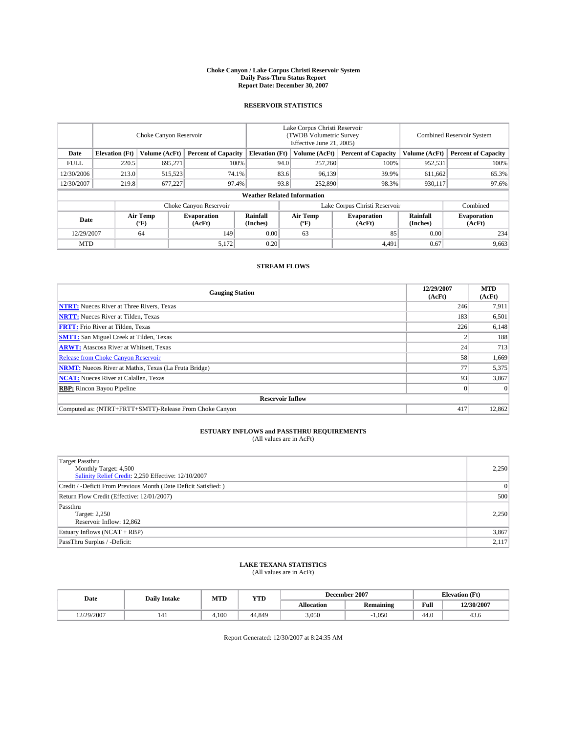# Choke Canyon / Lake Corpus Christi Reservoir System
## Daily Pass-Thru Status Report
### Report Date: December 30, 2007

## RESERVOIR STATISTICS

| | Choke Canyon Reservoir | | | Lake Corpus Christi Reservoir (TWDB Volumetric Survey Effective June 21, 2005) | | | Combined Reservoir System | |
|---|---|---|---|---|---|---|---|---|
| Date | Elevation (Ft) | Volume (AcFt) | Percent of Capacity | Elevation (Ft) | Volume (AcFt) | Percent of Capacity | Volume (AcFt) | Percent of Capacity |
| FULL | 220.5 | 695,271 | 100% | 94.0 | 257,260 | 100% | 952,531 | 100% |
| 12/30/2006 | 213.0 | 515,523 | 74.1% | 83.6 | 96,139 | 39.9% | 611,662 | 65.3% |
| 12/30/2007 | 219.8 | 677,227 | 97.4% | 93.8 | 252,890 | 98.3% | 930,117 | 97.6% |

**Weather Related Information**

| | Choke Canyon Reservoir | | | Lake Corpus Christi Reservoir | | | Combined |
|---|---|---|---|---|---|---|---|
| Date | Air Temp (ºF) | Evaporation (AcFt) | Rainfall (Inches) | Air Temp (ºF) | Evaporation (AcFt) | Rainfall (Inches) | Evaporation (AcFt) |
| 12/29/2007 | 64 | 149 | 0.00 | 63 | 85 | 0.00 | 234 |
| MTD | | 5,172 | 0.20 | | 4,491 | 0.67 | 9,663 |

## STREAM FLOWS

| Gauging Station | 12/29/2007 (AcFt) | MTD (AcFt) |
|---|---|---|
| **NTRT:** Nueces River at Three Rivers, Texas | 246 | 7,911 |
| **NRTT:** Nueces River at Tilden, Texas | 183 | 6,501 |
| **FRTT:** Frio River at Tilden, Texas | 226 | 6,148 |
| **SMTT:** San Miguel Creek at Tilden, Texas | 2 | 188 |
| **ARWT:** Atascosa River at Whitsett, Texas | 24 | 713 |
| Release from Choke Canyon Reservoir | 58 | 1,669 |
| **NRMT:** Nueces River at Mathis, Texas (La Fruta Bridge) | 77 | 5,375 |
| **NCAT:** Nueces River at Calallen, Texas | 93 | 3,867 |
| **RBP:** Rincon Bayou Pipeline | 0 | 0 |
| **Reservoir Inflow** | | |
| Computed as: (NTRT+FRTT+SMTT)-Release From Choke Canyon | 417 | 12,862 |

## ESTUARY INFLOWS and PASSTHRU REQUIREMENTS
(All values are in AcFt)

| | |
|---|---|
| Target Passthru<br>Monthly Target: 4,500<br>Salinity Relief Credit: 2,250 Effective: 12/10/2007 | 2,250 |
| Credit / -Deficit From Previous Month (Date Deficit Satisfied: ) | 0 |
| Return Flow Credit (Effective: 12/01/2007) | 500 |
| Passthru<br>Target: 2,250<br>Reservoir Inflow: 12,862 | 2,250 |
| Estuary Inflows (NCAT + RBP) | 3,867 |
| PassThru Surplus / -Deficit: | 2,117 |

## LAKE TEXANA STATISTICS
(All values are in AcFt)

| Date | Daily Intake | MTD | YTD | December 2007 | | Elevation (Ft) | |
|---|---|---|---|---|---|---|---|
| | | | | Allocation | Remaining | Full | 12/30/2007 |
| 12/29/2007 | 141 | 4,100 | 44,849 | 3,050 | -1,050 | 44.0 | 43.6 |

Report Generated: 12/30/2007 at 8:24:35 AM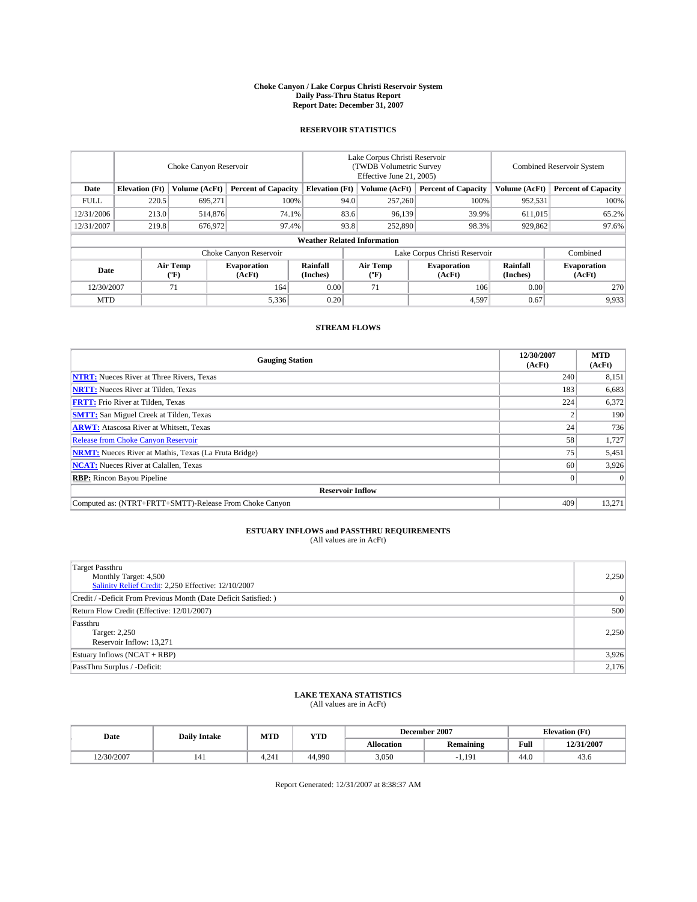# Choke Canyon / Lake Corpus Christi Reservoir System
## Daily Pass-Thru Status Report
### Report Date: December 31, 2007

## RESERVOIR STATISTICS

| | Choke Canyon Reservoir | | | Lake Corpus Christi Reservoir (TWDB Volumetric Survey Effective June 21, 2005) | | | Combined Reservoir System | |
|---|---|---|---|---|---|---|---|---|
| Date | Elevation (Ft) | Volume (AcFt) | Percent of Capacity | Elevation (Ft) | Volume (AcFt) | Percent of Capacity | Volume (AcFt) | Percent of Capacity |
| FULL | 220.5 | 695,271 | 100% | 94.0 | 257,260 | 100% | 952,531 | 100% |
| 12/31/2006 | 213.0 | 514,876 | 74.1% | 83.6 | 96,139 | 39.9% | 611,015 | 65.2% |
| 12/31/2007 | 219.8 | 676,972 | 97.4% | 93.8 | 252,890 | 98.3% | 929,862 | 97.6% |

**Weather Related Information**

| | Choke Canyon Reservoir | | | Lake Corpus Christi Reservoir | | | Combined |
|---|---|---|---|---|---|---|---|
| Date | Air Temp (°F) | Evaporation (AcFt) | Rainfall (Inches) | Air Temp (°F) | Evaporation (AcFt) | Rainfall (Inches) | Evaporation (AcFt) |
| 12/30/2007 | 71 | 164 | 0.00 | 71 | 106 | 0.00 | 270 |
| MTD | | 5,336 | 0.20 | | 4,597 | 0.67 | 9,933 |

## STREAM FLOWS

| Gauging Station | 12/30/2007 (AcFt) | MTD (AcFt) |
|---|---|---|
| **NTRT:** Nueces River at Three Rivers, Texas | 240 | 8,151 |
| **NRTT:** Nueces River at Tilden, Texas | 183 | 6,683 |
| **FRTT:** Frio River at Tilden, Texas | 224 | 6,372 |
| **SMTT:** San Miguel Creek at Tilden, Texas | 2 | 190 |
| **ARWT:** Atascosa River at Whitsett, Texas | 24 | 736 |
| Release from Choke Canyon Reservoir | 58 | 1,727 |
| **NRMT:** Nueces River at Mathis, Texas (La Fruta Bridge) | 75 | 5,451 |
| **NCAT:** Nueces River at Calallen, Texas | 60 | 3,926 |
| **RBP:** Rincon Bayou Pipeline | 0 | 0 |
| **Reservoir Inflow** | | |
| Computed as: (NTRT+FRTT+SMTT)-Release From Choke Canyon | 409 | 13,271 |

## ESTUARY INFLOWS and PASSTHRU REQUIREMENTS
(All values are in AcFt)

| | |
|---|---|
| Target Passthru<br>Monthly Target: 4,500<br>Salinity Relief Credit: 2,250 Effective: 12/10/2007 | 2,250 |
| Credit / -Deficit From Previous Month (Date Deficit Satisfied: ) | 0 |
| Return Flow Credit (Effective: 12/01/2007) | 500 |
| Passthru<br>Target: 2,250<br>Reservoir Inflow: 13,271 | 2,250 |
| Estuary Inflows (NCAT + RBP) | 3,926 |
| PassThru Surplus / -Deficit: | 2,176 |

## LAKE TEXANA STATISTICS
(All values are in AcFt)

| Date | Daily Intake | MTD | YTD | December 2007 | | Elevation (Ft) | |
|---|---|---|---|---|---|---|---|
| | | | | Allocation | Remaining | Full | 12/31/2007 |
| 12/30/2007 | 141 | 4,241 | 44,990 | 3,050 | -1,191 | 44.0 | 43.6 |

Report Generated: 12/31/2007 at 8:38:37 AM